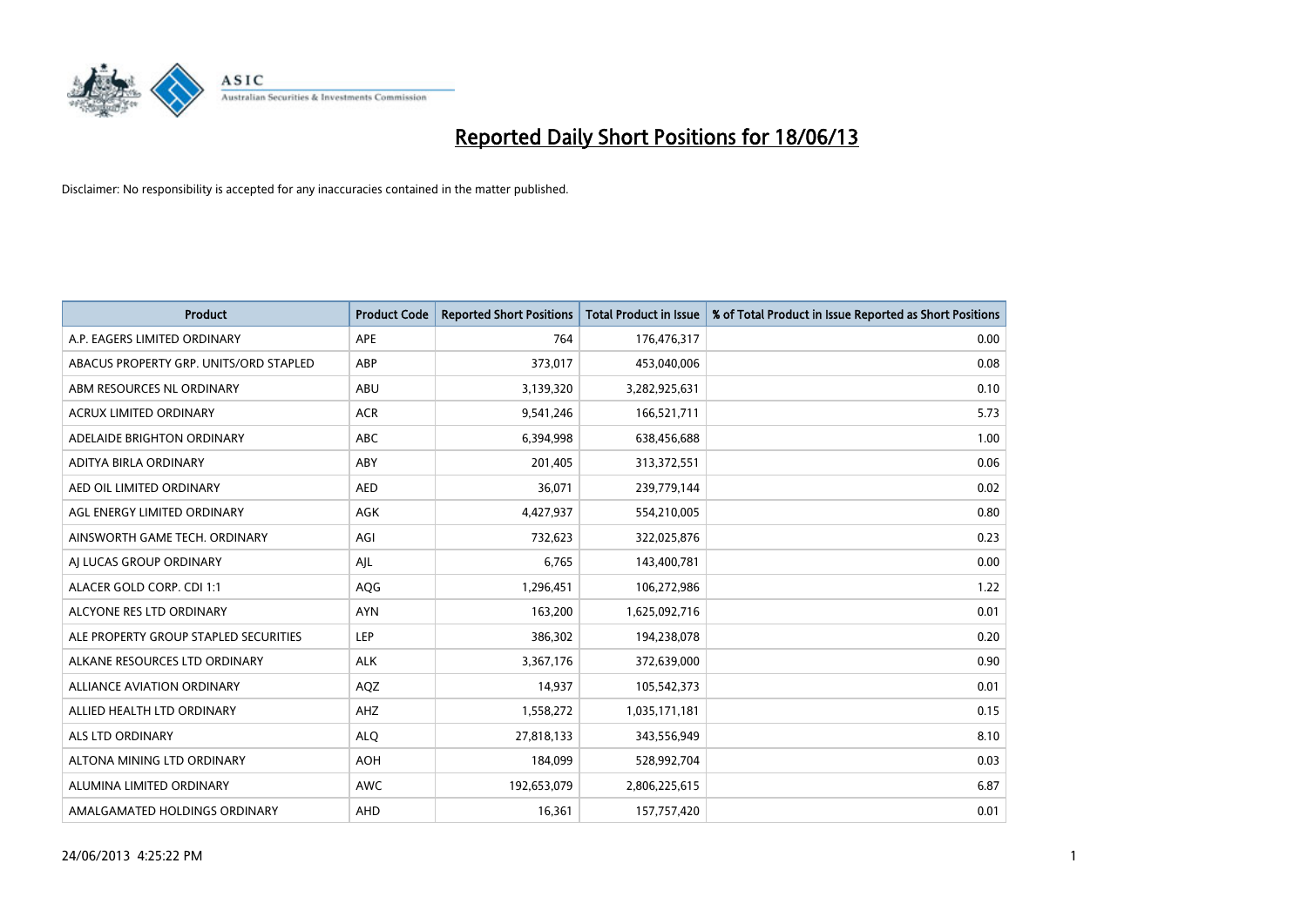# Reported Daily Short Positions for 18/06/13

Disclaimer: No responsibility is accepted for any inaccuracies contained in the matter published.

| Product | Product Code | Reported Short Positions | Total Product in Issue | % of Total Product in Issue Reported as Short Positions |
|---|---|---|---|---|
| A.P. EAGERS LIMITED ORDINARY | APE | 764 | 176,476,317 | 0.00 |
| ABACUS PROPERTY GRP. UNITS/ORD STAPLED | ABP | 373,017 | 453,040,006 | 0.08 |
| ABM RESOURCES NL ORDINARY | ABU | 3,139,320 | 3,282,925,631 | 0.10 |
| ACRUX LIMITED ORDINARY | ACR | 9,541,246 | 166,521,711 | 5.73 |
| ADELAIDE BRIGHTON ORDINARY | ABC | 6,394,998 | 638,456,688 | 1.00 |
| ADITYA BIRLA ORDINARY | ABY | 201,405 | 313,372,551 | 0.06 |
| AED OIL LIMITED ORDINARY | AED | 36,071 | 239,779,144 | 0.02 |
| AGL ENERGY LIMITED ORDINARY | AGK | 4,427,937 | 554,210,005 | 0.80 |
| AINSWORTH GAME TECH. ORDINARY | AGI | 732,623 | 322,025,876 | 0.23 |
| AJ LUCAS GROUP ORDINARY | AJL | 6,765 | 143,400,781 | 0.00 |
| ALACER GOLD CORP. CDI 1:1 | AQG | 1,296,451 | 106,272,986 | 1.22 |
| ALCYONE RES LTD ORDINARY | AYN | 163,200 | 1,625,092,716 | 0.01 |
| ALE PROPERTY GROUP STAPLED SECURITIES | LEP | 386,302 | 194,238,078 | 0.20 |
| ALKANE RESOURCES LTD ORDINARY | ALK | 3,367,176 | 372,639,000 | 0.90 |
| ALLIANCE AVIATION ORDINARY | AQZ | 14,937 | 105,542,373 | 0.01 |
| ALLIED HEALTH LTD ORDINARY | AHZ | 1,558,272 | 1,035,171,181 | 0.15 |
| ALS LTD ORDINARY | ALQ | 27,818,133 | 343,556,949 | 8.10 |
| ALTONA MINING LTD ORDINARY | AOH | 184,099 | 528,992,704 | 0.03 |
| ALUMINA LIMITED ORDINARY | AWC | 192,653,079 | 2,806,225,615 | 6.87 |
| AMALGAMATED HOLDINGS ORDINARY | AHD | 16,361 | 157,757,420 | 0.01 |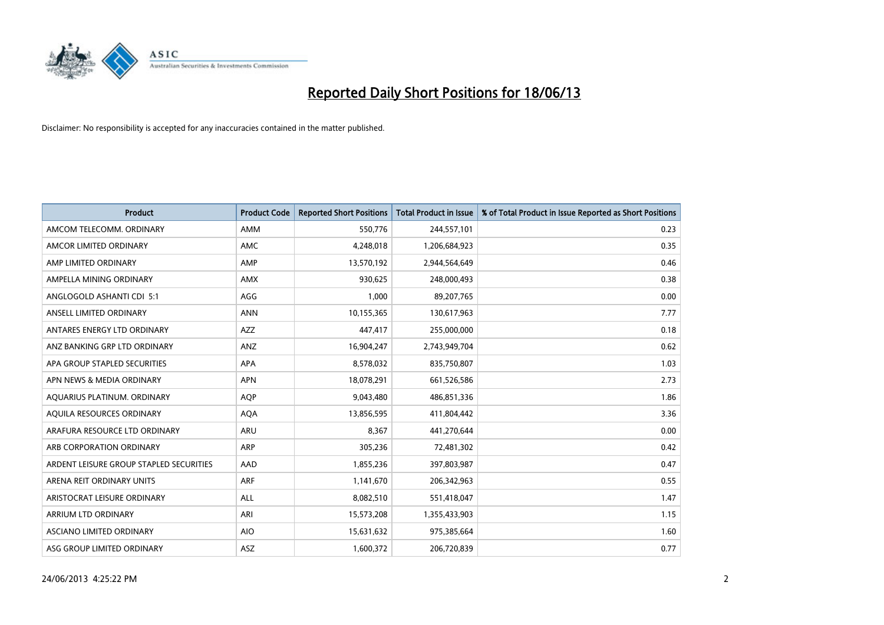# Reported Daily Short Positions for 18/06/13

Disclaimer: No responsibility is accepted for any inaccuracies contained in the matter published.

| Product | Product Code | Reported Short Positions | Total Product in Issue | % of Total Product in Issue Reported as Short Positions |
|---|---|---|---|---|
| AMCOM TELECOMM. ORDINARY | AMM | 550,776 | 244,557,101 | 0.23 |
| AMCOR LIMITED ORDINARY | AMC | 4,248,018 | 1,206,684,923 | 0.35 |
| AMP LIMITED ORDINARY | AMP | 13,570,192 | 2,944,564,649 | 0.46 |
| AMPELLA MINING ORDINARY | AMX | 930,625 | 248,000,493 | 0.38 |
| ANGLOGOLD ASHANTI CDI 5:1 | AGG | 1,000 | 89,207,765 | 0.00 |
| ANSELL LIMITED ORDINARY | ANN | 10,155,365 | 130,617,963 | 7.77 |
| ANTARES ENERGY LTD ORDINARY | AZZ | 447,417 | 255,000,000 | 0.18 |
| ANZ BANKING GRP LTD ORDINARY | ANZ | 16,904,247 | 2,743,949,704 | 0.62 |
| APA GROUP STAPLED SECURITIES | APA | 8,578,032 | 835,750,807 | 1.03 |
| APN NEWS & MEDIA ORDINARY | APN | 18,078,291 | 661,526,586 | 2.73 |
| AQUARIUS PLATINUM. ORDINARY | AQP | 9,043,480 | 486,851,336 | 1.86 |
| AQUILA RESOURCES ORDINARY | AQA | 13,856,595 | 411,804,442 | 3.36 |
| ARAFURA RESOURCE LTD ORDINARY | ARU | 8,367 | 441,270,644 | 0.00 |
| ARB CORPORATION ORDINARY | ARP | 305,236 | 72,481,302 | 0.42 |
| ARDENT LEISURE GROUP STAPLED SECURITIES | AAD | 1,855,236 | 397,803,987 | 0.47 |
| ARENA REIT ORDINARY UNITS | ARF | 1,141,670 | 206,342,963 | 0.55 |
| ARISTOCRAT LEISURE ORDINARY | ALL | 8,082,510 | 551,418,047 | 1.47 |
| ARRIUM LTD ORDINARY | ARI | 15,573,208 | 1,355,433,903 | 1.15 |
| ASCIANO LIMITED ORDINARY | AIO | 15,631,632 | 975,385,664 | 1.60 |
| ASG GROUP LIMITED ORDINARY | ASZ | 1,600,372 | 206,720,839 | 0.77 |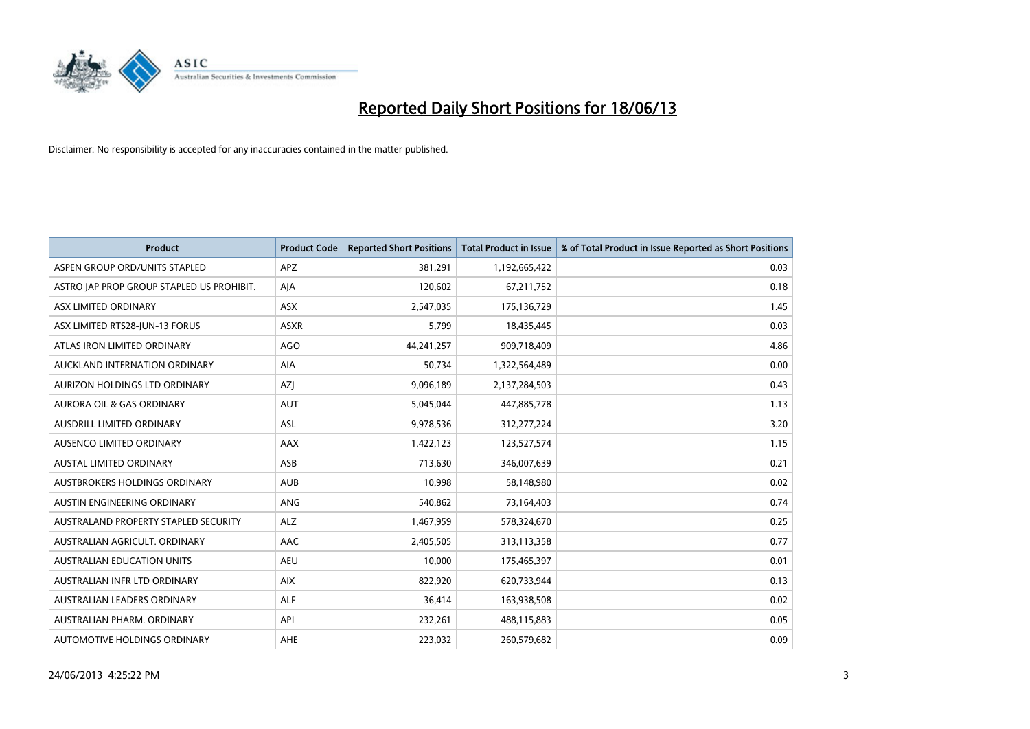# Reported Daily Short Positions for 18/06/13

Disclaimer: No responsibility is accepted for any inaccuracies contained in the matter published.

| Product | Product Code | Reported Short Positions | Total Product in Issue | % of Total Product in Issue Reported as Short Positions |
|---|---|---|---|---|
| ASPEN GROUP ORD/UNITS STAPLED | APZ | 381,291 | 1,192,665,422 | 0.03 |
| ASTRO JAP PROP GROUP STAPLED US PROHIBIT. | AJA | 120,602 | 67,211,752 | 0.18 |
| ASX LIMITED ORDINARY | ASX | 2,547,035 | 175,136,729 | 1.45 |
| ASX LIMITED RTS28-JUN-13 FORUS | ASXR | 5,799 | 18,435,445 | 0.03 |
| ATLAS IRON LIMITED ORDINARY | AGO | 44,241,257 | 909,718,409 | 4.86 |
| AUCKLAND INTERNATION ORDINARY | AIA | 50,734 | 1,322,564,489 | 0.00 |
| AURIZON HOLDINGS LTD ORDINARY | AZJ | 9,096,189 | 2,137,284,503 | 0.43 |
| AURORA OIL & GAS ORDINARY | AUT | 5,045,044 | 447,885,778 | 1.13 |
| AUSDRILL LIMITED ORDINARY | ASL | 9,978,536 | 312,277,224 | 3.20 |
| AUSENCO LIMITED ORDINARY | AAX | 1,422,123 | 123,527,574 | 1.15 |
| AUSTAL LIMITED ORDINARY | ASB | 713,630 | 346,007,639 | 0.21 |
| AUSTBROKERS HOLDINGS ORDINARY | AUB | 10,998 | 58,148,980 | 0.02 |
| AUSTIN ENGINEERING ORDINARY | ANG | 540,862 | 73,164,403 | 0.74 |
| AUSTRALAND PROPERTY STAPLED SECURITY | ALZ | 1,467,959 | 578,324,670 | 0.25 |
| AUSTRALIAN AGRICULT. ORDINARY | AAC | 2,405,505 | 313,113,358 | 0.77 |
| AUSTRALIAN EDUCATION UNITS | AEU | 10,000 | 175,465,397 | 0.01 |
| AUSTRALIAN INFR LTD ORDINARY | AIX | 822,920 | 620,733,944 | 0.13 |
| AUSTRALIAN LEADERS ORDINARY | ALF | 36,414 | 163,938,508 | 0.02 |
| AUSTRALIAN PHARM. ORDINARY | API | 232,261 | 488,115,883 | 0.05 |
| AUTOMOTIVE HOLDINGS ORDINARY | AHE | 223,032 | 260,579,682 | 0.09 |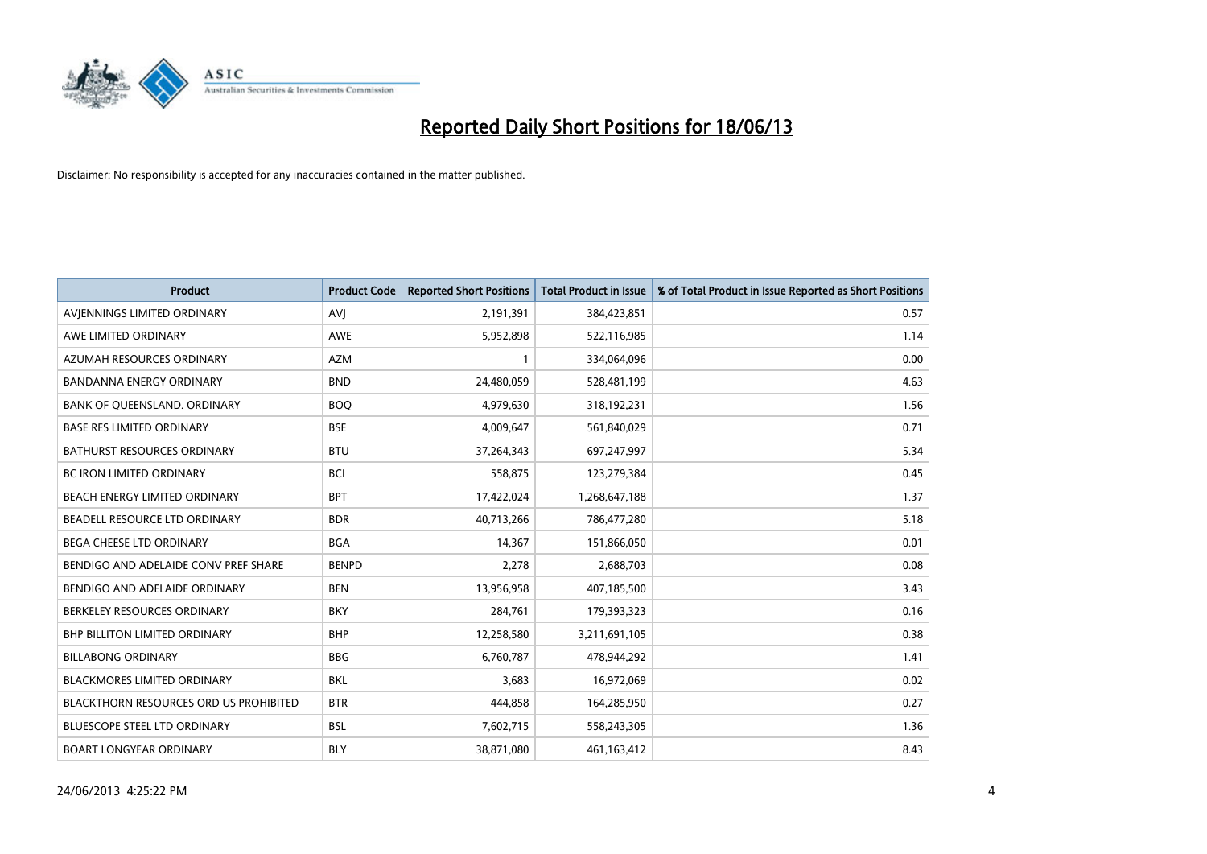# Reported Daily Short Positions for 18/06/13

Disclaimer: No responsibility is accepted for any inaccuracies contained in the matter published.

| Product | Product Code | Reported Short Positions | Total Product in Issue | % of Total Product in Issue Reported as Short Positions |
|---|---|---|---|---|
| AVJENNINGS LIMITED ORDINARY | AVJ | 2,191,391 | 384,423,851 | 0.57 |
| AWE LIMITED ORDINARY | AWE | 5,952,898 | 522,116,985 | 1.14 |
| AZUMAH RESOURCES ORDINARY | AZM | 1 | 334,064,096 | 0.00 |
| BANDANNA ENERGY ORDINARY | BND | 24,480,059 | 528,481,199 | 4.63 |
| BANK OF QUEENSLAND. ORDINARY | BOQ | 4,979,630 | 318,192,231 | 1.56 |
| BASE RES LIMITED ORDINARY | BSE | 4,009,647 | 561,840,029 | 0.71 |
| BATHURST RESOURCES ORDINARY | BTU | 37,264,343 | 697,247,997 | 5.34 |
| BC IRON LIMITED ORDINARY | BCI | 558,875 | 123,279,384 | 0.45 |
| BEACH ENERGY LIMITED ORDINARY | BPT | 17,422,024 | 1,268,647,188 | 1.37 |
| BEADELL RESOURCE LTD ORDINARY | BDR | 40,713,266 | 786,477,280 | 5.18 |
| BEGA CHEESE LTD ORDINARY | BGA | 14,367 | 151,866,050 | 0.01 |
| BENDIGO AND ADELAIDE CONV PREF SHARE | BENPD | 2,278 | 2,688,703 | 0.08 |
| BENDIGO AND ADELAIDE ORDINARY | BEN | 13,956,958 | 407,185,500 | 3.43 |
| BERKELEY RESOURCES ORDINARY | BKY | 284,761 | 179,393,323 | 0.16 |
| BHP BILLITON LIMITED ORDINARY | BHP | 12,258,580 | 3,211,691,105 | 0.38 |
| BILLABONG ORDINARY | BBG | 6,760,787 | 478,944,292 | 1.41 |
| BLACKMORES LIMITED ORDINARY | BKL | 3,683 | 16,972,069 | 0.02 |
| BLACKTHORN RESOURCES ORD US PROHIBITED | BTR | 444,858 | 164,285,950 | 0.27 |
| BLUESCOPE STEEL LTD ORDINARY | BSL | 7,602,715 | 558,243,305 | 1.36 |
| BOART LONGYEAR ORDINARY | BLY | 38,871,080 | 461,163,412 | 8.43 |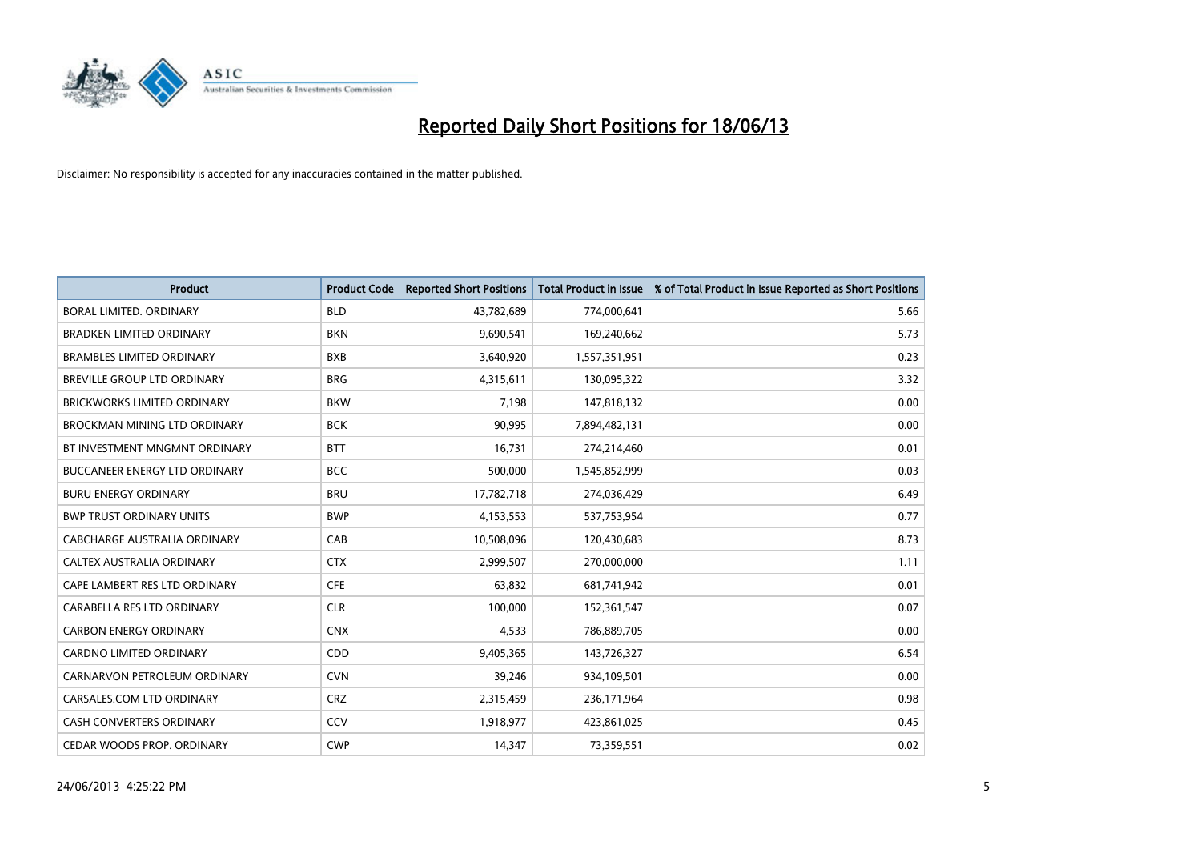# Reported Daily Short Positions for 18/06/13

Disclaimer: No responsibility is accepted for any inaccuracies contained in the matter published.

| Product | Product Code | Reported Short Positions | Total Product in Issue | % of Total Product in Issue Reported as Short Positions |
|---|---|---|---|---|
| BORAL LIMITED. ORDINARY | BLD | 43,782,689 | 774,000,641 | 5.66 |
| BRADKEN LIMITED ORDINARY | BKN | 9,690,541 | 169,240,662 | 5.73 |
| BRAMBLES LIMITED ORDINARY | BXB | 3,640,920 | 1,557,351,951 | 0.23 |
| BREVILLE GROUP LTD ORDINARY | BRG | 4,315,611 | 130,095,322 | 3.32 |
| BRICKWORKS LIMITED ORDINARY | BKW | 7,198 | 147,818,132 | 0.00 |
| BROCKMAN MINING LTD ORDINARY | BCK | 90,995 | 7,894,482,131 | 0.00 |
| BT INVESTMENT MNGMNT ORDINARY | BTT | 16,731 | 274,214,460 | 0.01 |
| BUCCANEER ENERGY LTD ORDINARY | BCC | 500,000 | 1,545,852,999 | 0.03 |
| BURU ENERGY ORDINARY | BRU | 17,782,718 | 274,036,429 | 6.49 |
| BWP TRUST ORDINARY UNITS | BWP | 4,153,553 | 537,753,954 | 0.77 |
| CABCHARGE AUSTRALIA ORDINARY | CAB | 10,508,096 | 120,430,683 | 8.73 |
| CALTEX AUSTRALIA ORDINARY | CTX | 2,999,507 | 270,000,000 | 1.11 |
| CAPE LAMBERT RES LTD ORDINARY | CFE | 63,832 | 681,741,942 | 0.01 |
| CARABELLA RES LTD ORDINARY | CLR | 100,000 | 152,361,547 | 0.07 |
| CARBON ENERGY ORDINARY | CNX | 4,533 | 786,889,705 | 0.00 |
| CARDNO LIMITED ORDINARY | CDD | 9,405,365 | 143,726,327 | 6.54 |
| CARNARVON PETROLEUM ORDINARY | CVN | 39,246 | 934,109,501 | 0.00 |
| CARSALES.COM LTD ORDINARY | CRZ | 2,315,459 | 236,171,964 | 0.98 |
| CASH CONVERTERS ORDINARY | CCV | 1,918,977 | 423,861,025 | 0.45 |
| CEDAR WOODS PROP. ORDINARY | CWP | 14,347 | 73,359,551 | 0.02 |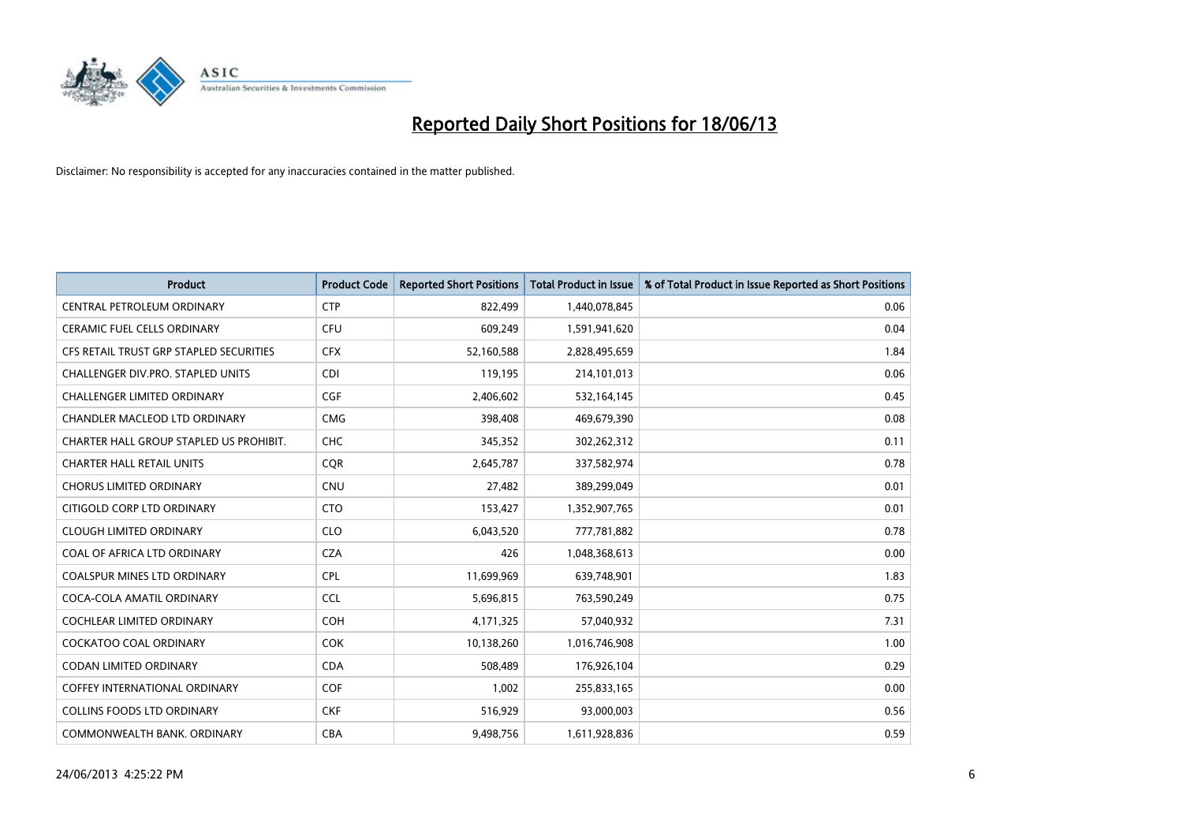# Reported Daily Short Positions for 18/06/13

Disclaimer: No responsibility is accepted for any inaccuracies contained in the matter published.

| Product | Product Code | Reported Short Positions | Total Product in Issue | % of Total Product in Issue Reported as Short Positions |
|---|---|---|---|---|
| CENTRAL PETROLEUM ORDINARY | CTP | 822,499 | 1,440,078,845 | 0.06 |
| CERAMIC FUEL CELLS ORDINARY | CFU | 609,249 | 1,591,941,620 | 0.04 |
| CFS RETAIL TRUST GRP STAPLED SECURITIES | CFX | 52,160,588 | 2,828,495,659 | 1.84 |
| CHALLENGER DIV.PRO. STAPLED UNITS | CDI | 119,195 | 214,101,013 | 0.06 |
| CHALLENGER LIMITED ORDINARY | CGF | 2,406,602 | 532,164,145 | 0.45 |
| CHANDLER MACLEOD LTD ORDINARY | CMG | 398,408 | 469,679,390 | 0.08 |
| CHARTER HALL GROUP STAPLED US PROHIBIT. | CHC | 345,352 | 302,262,312 | 0.11 |
| CHARTER HALL RETAIL UNITS | CQR | 2,645,787 | 337,582,974 | 0.78 |
| CHORUS LIMITED ORDINARY | CNU | 27,482 | 389,299,049 | 0.01 |
| CITIGOLD CORP LTD ORDINARY | CTO | 153,427 | 1,352,907,765 | 0.01 |
| CLOUGH LIMITED ORDINARY | CLO | 6,043,520 | 777,781,882 | 0.78 |
| COAL OF AFRICA LTD ORDINARY | CZA | 426 | 1,048,368,613 | 0.00 |
| COALSPUR MINES LTD ORDINARY | CPL | 11,699,969 | 639,748,901 | 1.83 |
| COCA-COLA AMATIL ORDINARY | CCL | 5,696,815 | 763,590,249 | 0.75 |
| COCHLEAR LIMITED ORDINARY | COH | 4,171,325 | 57,040,932 | 7.31 |
| COCKATOO COAL ORDINARY | COK | 10,138,260 | 1,016,746,908 | 1.00 |
| CODAN LIMITED ORDINARY | CDA | 508,489 | 176,926,104 | 0.29 |
| COFFEY INTERNATIONAL ORDINARY | COF | 1,002 | 255,833,165 | 0.00 |
| COLLINS FOODS LTD ORDINARY | CKF | 516,929 | 93,000,003 | 0.56 |
| COMMONWEALTH BANK. ORDINARY | CBA | 9,498,756 | 1,611,928,836 | 0.59 |

24/06/2013 4:25:22 PM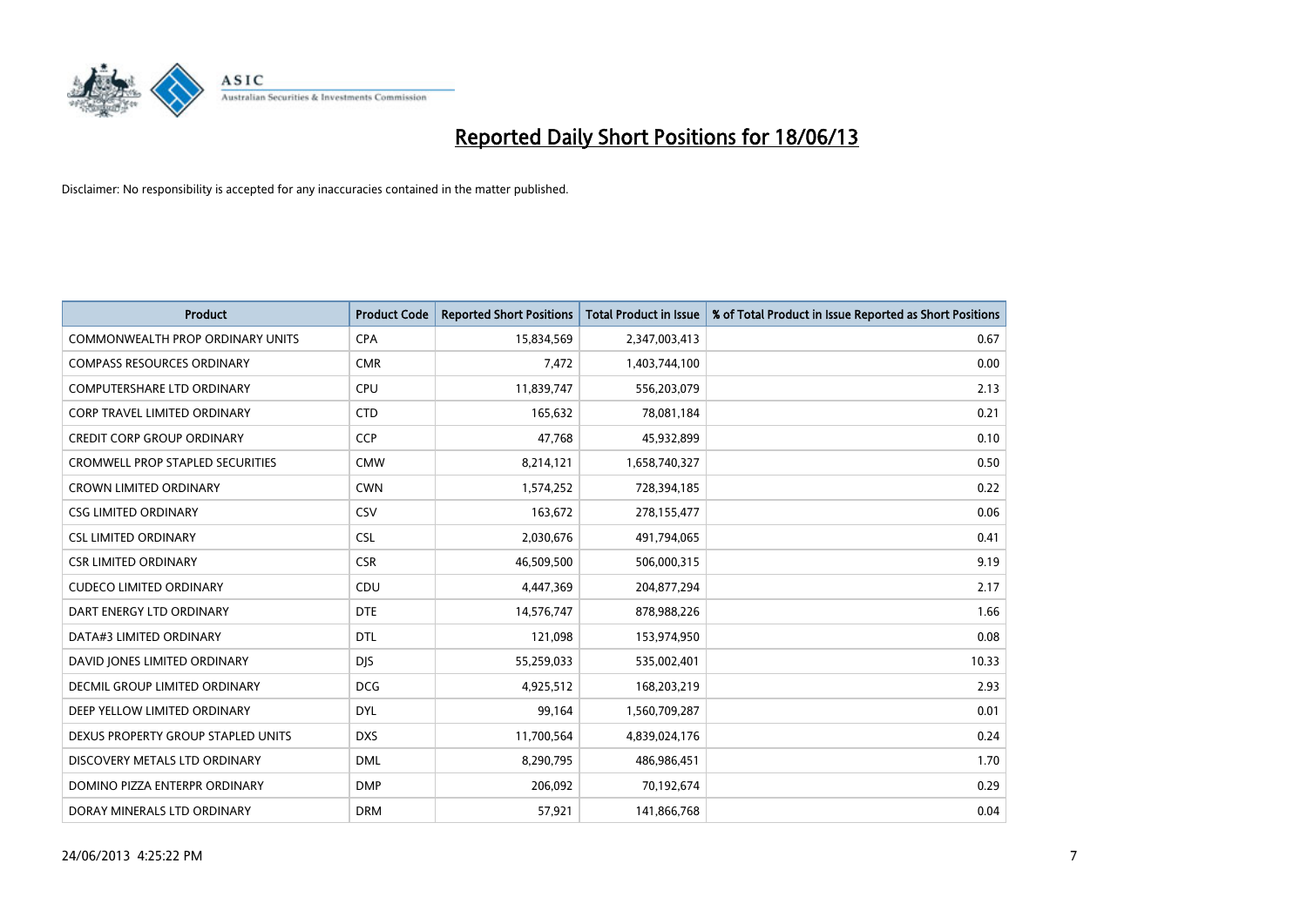# Reported Daily Short Positions for 18/06/13

Disclaimer: No responsibility is accepted for any inaccuracies contained in the matter published.

| Product | Product Code | Reported Short Positions | Total Product in Issue | % of Total Product in Issue Reported as Short Positions |
|---|---|---|---|---|
| COMMONWEALTH PROP ORDINARY UNITS | CPA | 15,834,569 | 2,347,003,413 | 0.67 |
| COMPASS RESOURCES ORDINARY | CMR | 7,472 | 1,403,744,100 | 0.00 |
| COMPUTERSHARE LTD ORDINARY | CPU | 11,839,747 | 556,203,079 | 2.13 |
| CORP TRAVEL LIMITED ORDINARY | CTD | 165,632 | 78,081,184 | 0.21 |
| CREDIT CORP GROUP ORDINARY | CCP | 47,768 | 45,932,899 | 0.10 |
| CROMWELL PROP STAPLED SECURITIES | CMW | 8,214,121 | 1,658,740,327 | 0.50 |
| CROWN LIMITED ORDINARY | CWN | 1,574,252 | 728,394,185 | 0.22 |
| CSG LIMITED ORDINARY | CSV | 163,672 | 278,155,477 | 0.06 |
| CSL LIMITED ORDINARY | CSL | 2,030,676 | 491,794,065 | 0.41 |
| CSR LIMITED ORDINARY | CSR | 46,509,500 | 506,000,315 | 9.19 |
| CUDECO LIMITED ORDINARY | CDU | 4,447,369 | 204,877,294 | 2.17 |
| DART ENERGY LTD ORDINARY | DTE | 14,576,747 | 878,988,226 | 1.66 |
| DATA#3 LIMITED ORDINARY | DTL | 121,098 | 153,974,950 | 0.08 |
| DAVID JONES LIMITED ORDINARY | DJS | 55,259,033 | 535,002,401 | 10.33 |
| DECMIL GROUP LIMITED ORDINARY | DCG | 4,925,512 | 168,203,219 | 2.93 |
| DEEP YELLOW LIMITED ORDINARY | DYL | 99,164 | 1,560,709,287 | 0.01 |
| DEXUS PROPERTY GROUP STAPLED UNITS | DXS | 11,700,564 | 4,839,024,176 | 0.24 |
| DISCOVERY METALS LTD ORDINARY | DML | 8,290,795 | 486,986,451 | 1.70 |
| DOMINO PIZZA ENTERPR ORDINARY | DMP | 206,092 | 70,192,674 | 0.29 |
| DORAY MINERALS LTD ORDINARY | DRM | 57,921 | 141,866,768 | 0.04 |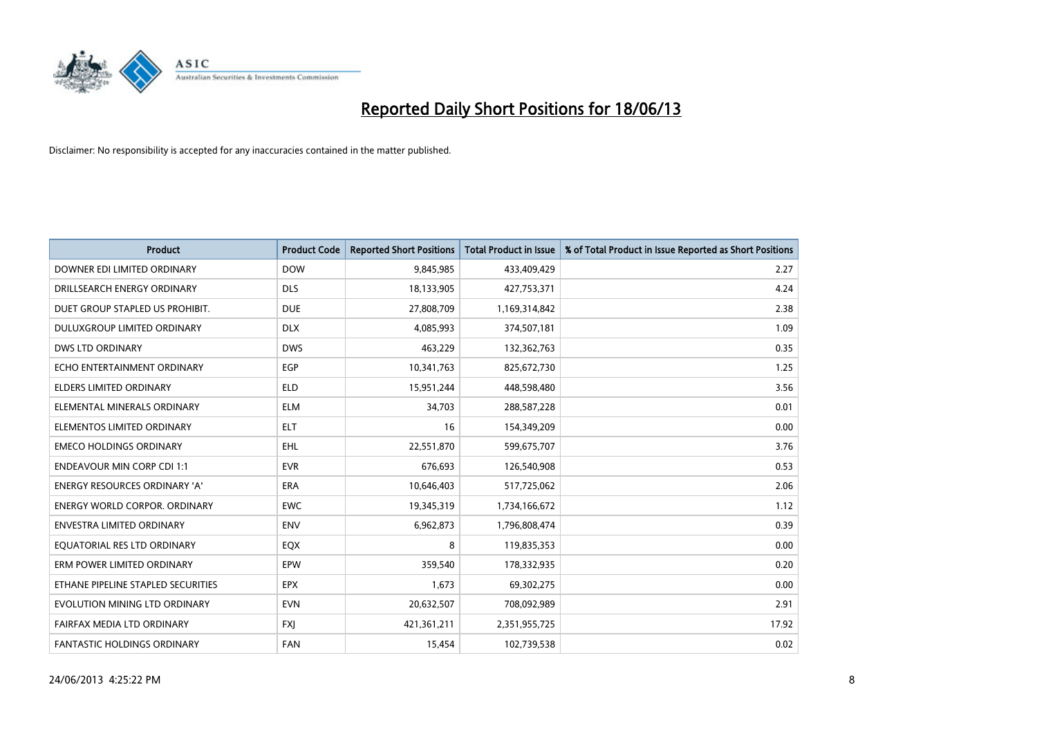# Reported Daily Short Positions for 18/06/13

Disclaimer: No responsibility is accepted for any inaccuracies contained in the matter published.

| Product | Product Code | Reported Short Positions | Total Product in Issue | % of Total Product in Issue Reported as Short Positions |
|---|---|---|---|---|
| DOWNER EDI LIMITED ORDINARY | DOW | 9,845,985 | 433,409,429 | 2.27 |
| DRILLSEARCH ENERGY ORDINARY | DLS | 18,133,905 | 427,753,371 | 4.24 |
| DUET GROUP STAPLED US PROHIBIT. | DUE | 27,808,709 | 1,169,314,842 | 2.38 |
| DULUXGROUP LIMITED ORDINARY | DLX | 4,085,993 | 374,507,181 | 1.09 |
| DWS LTD ORDINARY | DWS | 463,229 | 132,362,763 | 0.35 |
| ECHO ENTERTAINMENT ORDINARY | EGP | 10,341,763 | 825,672,730 | 1.25 |
| ELDERS LIMITED ORDINARY | ELD | 15,951,244 | 448,598,480 | 3.56 |
| ELEMENTAL MINERALS ORDINARY | ELM | 34,703 | 288,587,228 | 0.01 |
| ELEMENTOS LIMITED ORDINARY | ELT | 16 | 154,349,209 | 0.00 |
| EMECO HOLDINGS ORDINARY | EHL | 22,551,870 | 599,675,707 | 3.76 |
| ENDEAVOUR MIN CORP CDI 1:1 | EVR | 676,693 | 126,540,908 | 0.53 |
| ENERGY RESOURCES ORDINARY 'A' | ERA | 10,646,403 | 517,725,062 | 2.06 |
| ENERGY WORLD CORPOR. ORDINARY | EWC | 19,345,319 | 1,734,166,672 | 1.12 |
| ENVESTRA LIMITED ORDINARY | ENV | 6,962,873 | 1,796,808,474 | 0.39 |
| EQUATORIAL RES LTD ORDINARY | EQX | 8 | 119,835,353 | 0.00 |
| ERM POWER LIMITED ORDINARY | EPW | 359,540 | 178,332,935 | 0.20 |
| ETHANE PIPELINE STAPLED SECURITIES | EPX | 1,673 | 69,302,275 | 0.00 |
| EVOLUTION MINING LTD ORDINARY | EVN | 20,632,507 | 708,092,989 | 2.91 |
| FAIRFAX MEDIA LTD ORDINARY | FXJ | 421,361,211 | 2,351,955,725 | 17.92 |
| FANTASTIC HOLDINGS ORDINARY | FAN | 15,454 | 102,739,538 | 0.02 |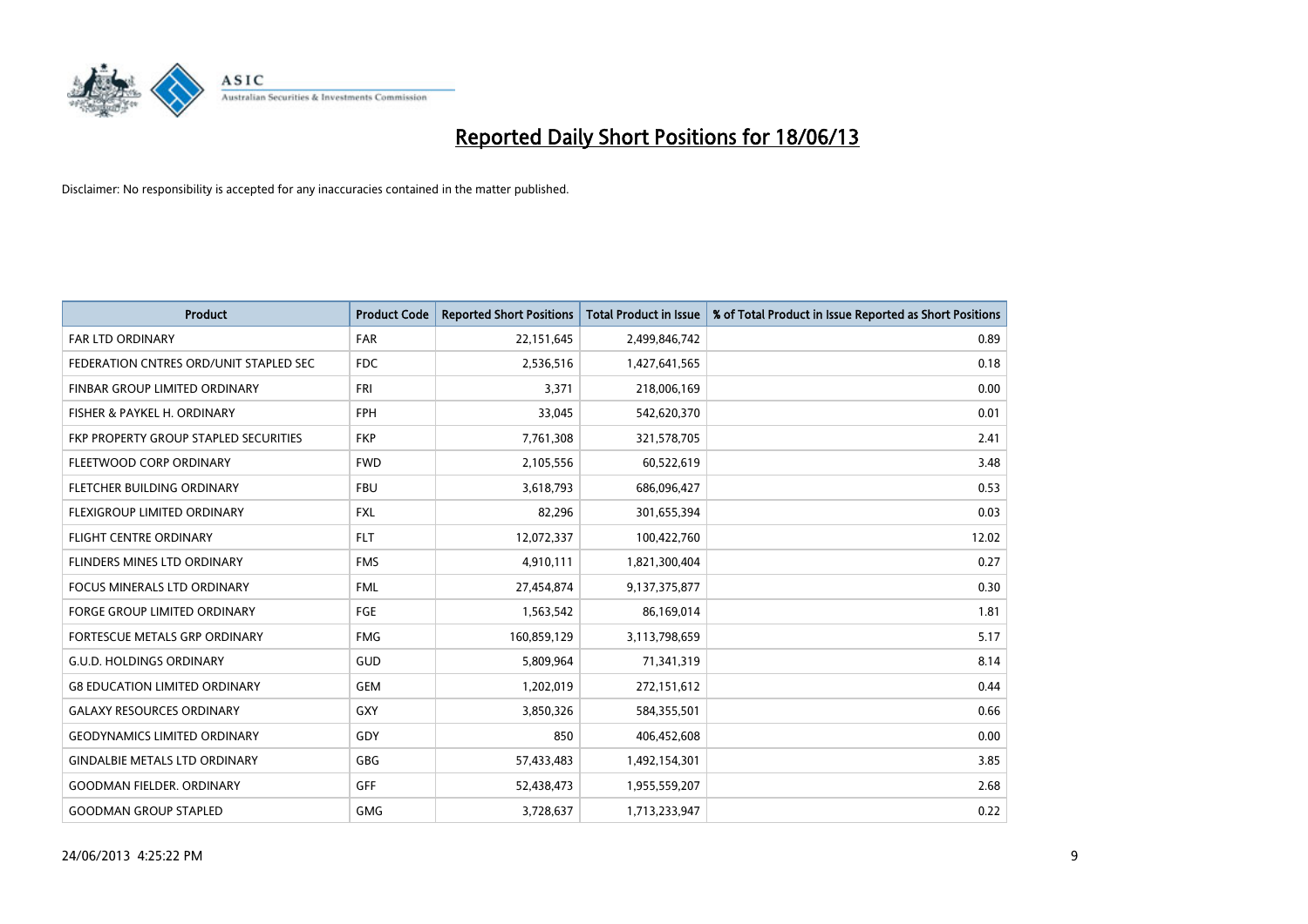# Reported Daily Short Positions for 18/06/13

Disclaimer: No responsibility is accepted for any inaccuracies contained in the matter published.

| Product | Product Code | Reported Short Positions | Total Product in Issue | % of Total Product in Issue Reported as Short Positions |
|---|---|---|---|---|
| FAR LTD ORDINARY | FAR | 22,151,645 | 2,499,846,742 | 0.89 |
| FEDERATION CNTRES ORD/UNIT STAPLED SEC | FDC | 2,536,516 | 1,427,641,565 | 0.18 |
| FINBAR GROUP LIMITED ORDINARY | FRI | 3,371 | 218,006,169 | 0.00 |
| FISHER & PAYKEL H. ORDINARY | FPH | 33,045 | 542,620,370 | 0.01 |
| FKP PROPERTY GROUP STAPLED SECURITIES | FKP | 7,761,308 | 321,578,705 | 2.41 |
| FLEETWOOD CORP ORDINARY | FWD | 2,105,556 | 60,522,619 | 3.48 |
| FLETCHER BUILDING ORDINARY | FBU | 3,618,793 | 686,096,427 | 0.53 |
| FLEXIGROUP LIMITED ORDINARY | FXL | 82,296 | 301,655,394 | 0.03 |
| FLIGHT CENTRE ORDINARY | FLT | 12,072,337 | 100,422,760 | 12.02 |
| FLINDERS MINES LTD ORDINARY | FMS | 4,910,111 | 1,821,300,404 | 0.27 |
| FOCUS MINERALS LTD ORDINARY | FML | 27,454,874 | 9,137,375,877 | 0.30 |
| FORGE GROUP LIMITED ORDINARY | FGE | 1,563,542 | 86,169,014 | 1.81 |
| FORTESCUE METALS GRP ORDINARY | FMG | 160,859,129 | 3,113,798,659 | 5.17 |
| G.U.D. HOLDINGS ORDINARY | GUD | 5,809,964 | 71,341,319 | 8.14 |
| G8 EDUCATION LIMITED ORDINARY | GEM | 1,202,019 | 272,151,612 | 0.44 |
| GALAXY RESOURCES ORDINARY | GXY | 3,850,326 | 584,355,501 | 0.66 |
| GEODYNAMICS LIMITED ORDINARY | GDY | 850 | 406,452,608 | 0.00 |
| GINDALBIE METALS LTD ORDINARY | GBG | 57,433,483 | 1,492,154,301 | 3.85 |
| GOODMAN FIELDER. ORDINARY | GFF | 52,438,473 | 1,955,559,207 | 2.68 |
| GOODMAN GROUP STAPLED | GMG | 3,728,637 | 1,713,233,947 | 0.22 |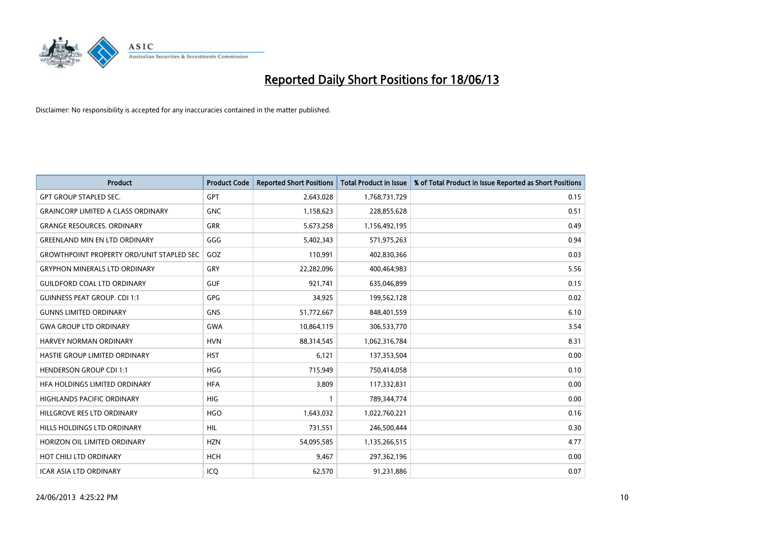# Reported Daily Short Positions for 18/06/13

Disclaimer: No responsibility is accepted for any inaccuracies contained in the matter published.

| Product | Product Code | Reported Short Positions | Total Product in Issue | % of Total Product in Issue Reported as Short Positions |
|---|---|---|---|---|
| GPT GROUP STAPLED SEC. | GPT | 2,643,028 | 1,768,731,729 | 0.15 |
| GRAINCORP LIMITED A CLASS ORDINARY | GNC | 1,158,623 | 228,855,628 | 0.51 |
| GRANGE RESOURCES. ORDINARY | GRR | 5,673,258 | 1,156,492,195 | 0.49 |
| GREENLAND MIN EN LTD ORDINARY | GGG | 5,402,343 | 571,975,263 | 0.94 |
| GROWTHPOINT PROPERTY ORD/UNIT STAPLED SEC | GOZ | 110,991 | 402,830,366 | 0.03 |
| GRYPHON MINERALS LTD ORDINARY | GRY | 22,282,096 | 400,464,983 | 5.56 |
| GUILDFORD COAL LTD ORDINARY | GUF | 921,741 | 635,046,899 | 0.15 |
| GUINNESS PEAT GROUP. CDI 1:1 | GPG | 34,925 | 199,562,128 | 0.02 |
| GUNNS LIMITED ORDINARY | GNS | 51,772,667 | 848,401,559 | 6.10 |
| GWA GROUP LTD ORDINARY | GWA | 10,864,119 | 306,533,770 | 3.54 |
| HARVEY NORMAN ORDINARY | HVN | 88,314,545 | 1,062,316,784 | 8.31 |
| HASTIE GROUP LIMITED ORDINARY | HST | 6,121 | 137,353,504 | 0.00 |
| HENDERSON GROUP CDI 1:1 | HGG | 715,949 | 750,414,058 | 0.10 |
| HFA HOLDINGS LIMITED ORDINARY | HFA | 3,809 | 117,332,831 | 0.00 |
| HIGHLANDS PACIFIC ORDINARY | HIG | 1 | 789,344,774 | 0.00 |
| HILLGROVE RES LTD ORDINARY | HGO | 1,643,032 | 1,022,760,221 | 0.16 |
| HILLS HOLDINGS LTD ORDINARY | HIL | 731,551 | 246,500,444 | 0.30 |
| HORIZON OIL LIMITED ORDINARY | HZN | 54,095,585 | 1,135,266,515 | 4.77 |
| HOT CHILI LTD ORDINARY | HCH | 9,467 | 297,362,196 | 0.00 |
| ICAR ASIA LTD ORDINARY | ICQ | 62,570 | 91,231,886 | 0.07 |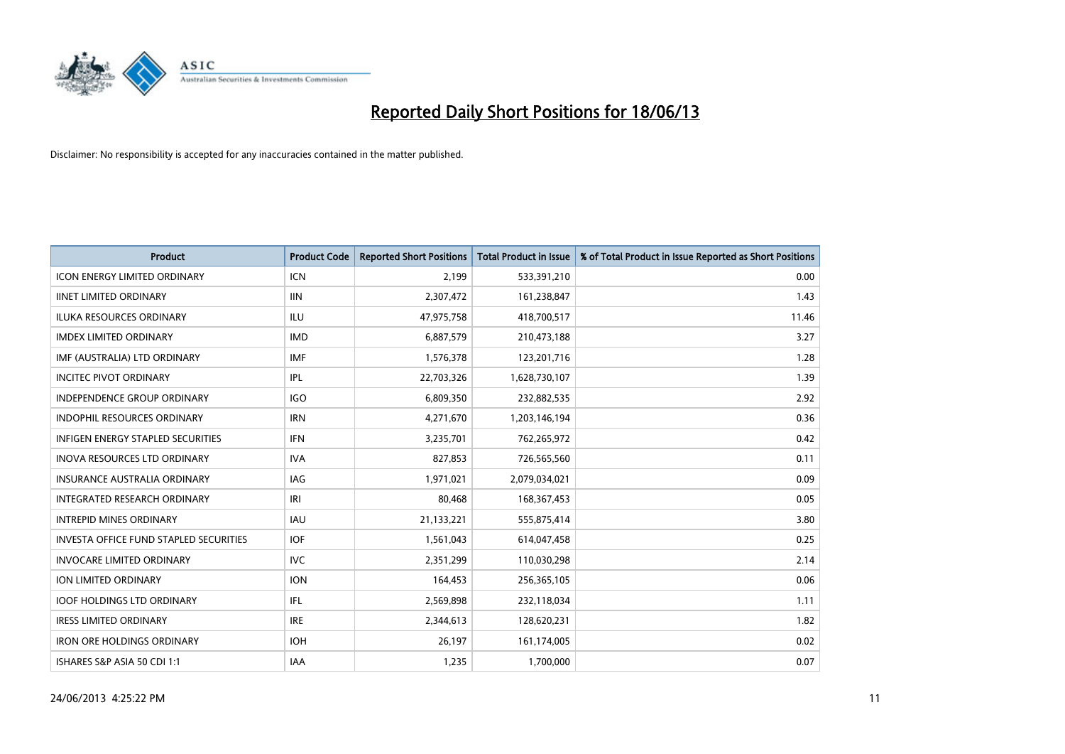# Reported Daily Short Positions for 18/06/13

Disclaimer: No responsibility is accepted for any inaccuracies contained in the matter published.

| Product | Product Code | Reported Short Positions | Total Product in Issue | % of Total Product in Issue Reported as Short Positions |
|---|---|---|---|---|
| ICON ENERGY LIMITED ORDINARY | ICN | 2,199 | 533,391,210 | 0.00 |
| IINET LIMITED ORDINARY | IIN | 2,307,472 | 161,238,847 | 1.43 |
| ILUKA RESOURCES ORDINARY | ILU | 47,975,758 | 418,700,517 | 11.46 |
| IMDEX LIMITED ORDINARY | IMD | 6,887,579 | 210,473,188 | 3.27 |
| IMF (AUSTRALIA) LTD ORDINARY | IMF | 1,576,378 | 123,201,716 | 1.28 |
| INCITEC PIVOT ORDINARY | IPL | 22,703,326 | 1,628,730,107 | 1.39 |
| INDEPENDENCE GROUP ORDINARY | IGO | 6,809,350 | 232,882,535 | 2.92 |
| INDOPHIL RESOURCES ORDINARY | IRN | 4,271,670 | 1,203,146,194 | 0.36 |
| INFIGEN ENERGY STAPLED SECURITIES | IFN | 3,235,701 | 762,265,972 | 0.42 |
| INOVA RESOURCES LTD ORDINARY | IVA | 827,853 | 726,565,560 | 0.11 |
| INSURANCE AUSTRALIA ORDINARY | IAG | 1,971,021 | 2,079,034,021 | 0.09 |
| INTEGRATED RESEARCH ORDINARY | IRI | 80,468 | 168,367,453 | 0.05 |
| INTREPID MINES ORDINARY | IAU | 21,133,221 | 555,875,414 | 3.80 |
| INVESTA OFFICE FUND STAPLED SECURITIES | IOF | 1,561,043 | 614,047,458 | 0.25 |
| INVOCARE LIMITED ORDINARY | IVC | 2,351,299 | 110,030,298 | 2.14 |
| ION LIMITED ORDINARY | ION | 164,453 | 256,365,105 | 0.06 |
| IOOF HOLDINGS LTD ORDINARY | IFL | 2,569,898 | 232,118,034 | 1.11 |
| IRESS LIMITED ORDINARY | IRE | 2,344,613 | 128,620,231 | 1.82 |
| IRON ORE HOLDINGS ORDINARY | IOH | 26,197 | 161,174,005 | 0.02 |
| ISHARES S&P ASIA 50 CDI 1:1 | IAA | 1,235 | 1,700,000 | 0.07 |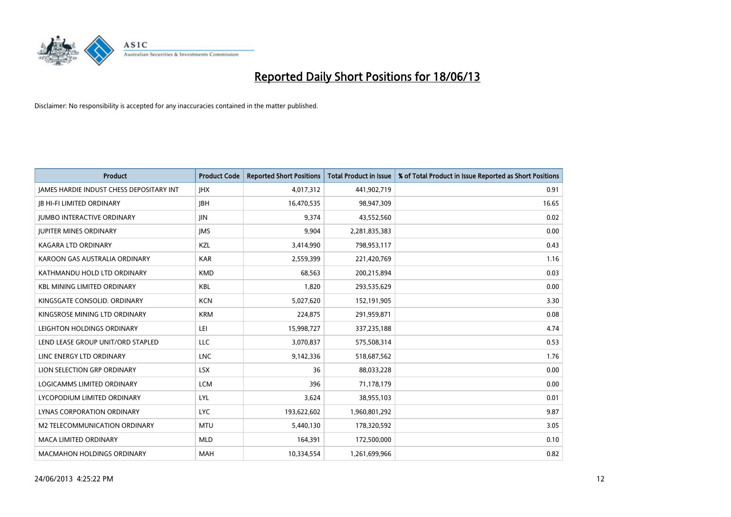# Reported Daily Short Positions for 18/06/13

Disclaimer: No responsibility is accepted for any inaccuracies contained in the matter published.

| Product | Product Code | Reported Short Positions | Total Product in Issue | % of Total Product in Issue Reported as Short Positions |
| --- | --- | --- | --- | --- |
| JAMES HARDIE INDUST CHESS DEPOSITARY INT | JHX | 4,017,312 | 441,902,719 | 0.91 |
| JB HI-FI LIMITED ORDINARY | JBH | 16,470,535 | 98,947,309 | 16.65 |
| JUMBO INTERACTIVE ORDINARY | JIN | 9,374 | 43,552,560 | 0.02 |
| JUPITER MINES ORDINARY | JMS | 9,904 | 2,281,835,383 | 0.00 |
| KAGARA LTD ORDINARY | KZL | 3,414,990 | 798,953,117 | 0.43 |
| KAROON GAS AUSTRALIA ORDINARY | KAR | 2,559,399 | 221,420,769 | 1.16 |
| KATHMANDU HOLD LTD ORDINARY | KMD | 68,563 | 200,215,894 | 0.03 |
| KBL MINING LIMITED ORDINARY | KBL | 1,820 | 293,535,629 | 0.00 |
| KINGSGATE CONSOLID. ORDINARY | KCN | 5,027,620 | 152,191,905 | 3.30 |
| KINGSROSE MINING LTD ORDINARY | KRM | 224,875 | 291,959,871 | 0.08 |
| LEIGHTON HOLDINGS ORDINARY | LEI | 15,998,727 | 337,235,188 | 4.74 |
| LEND LEASE GROUP UNIT/ORD STAPLED | LLC | 3,070,837 | 575,508,314 | 0.53 |
| LINC ENERGY LTD ORDINARY | LNC | 9,142,336 | 518,687,562 | 1.76 |
| LION SELECTION GRP ORDINARY | LSX | 36 | 88,033,228 | 0.00 |
| LOGICAMMS LIMITED ORDINARY | LCM | 396 | 71,178,179 | 0.00 |
| LYCOPODIUM LIMITED ORDINARY | LYL | 3,624 | 38,955,103 | 0.01 |
| LYNAS CORPORATION ORDINARY | LYC | 193,622,602 | 1,960,801,292 | 9.87 |
| M2 TELECOMMUNICATION ORDINARY | MTU | 5,440,130 | 178,320,592 | 3.05 |
| MACA LIMITED ORDINARY | MLD | 164,391 | 172,500,000 | 0.10 |
| MACMAHON HOLDINGS ORDINARY | MAH | 10,334,554 | 1,261,699,966 | 0.82 |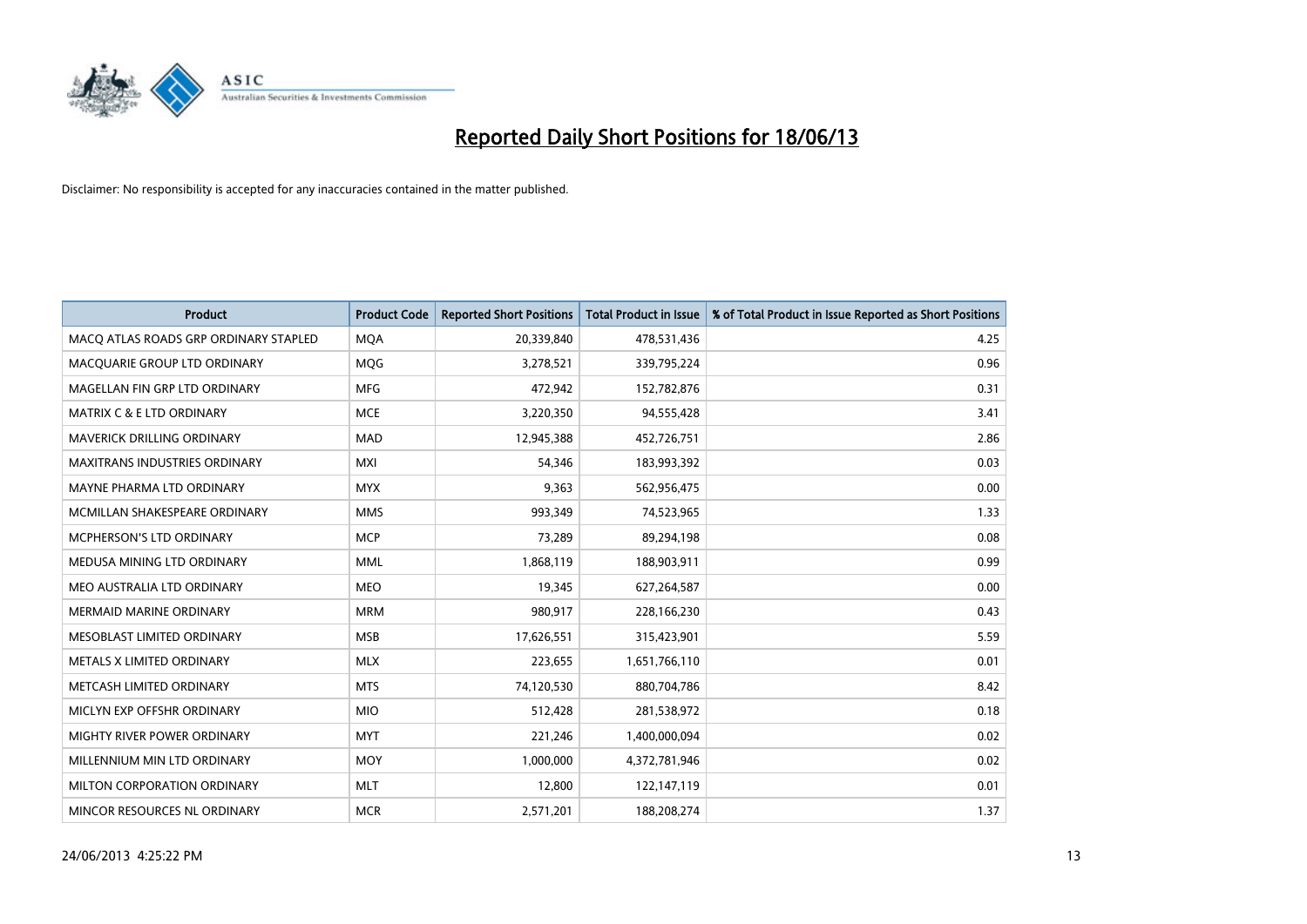# Reported Daily Short Positions for 18/06/13

Disclaimer: No responsibility is accepted for any inaccuracies contained in the matter published.

| Product | Product Code | Reported Short Positions | Total Product in Issue | % of Total Product in Issue Reported as Short Positions |
|---|---|---|---|---|
| MACQ ATLAS ROADS GRP ORDINARY STAPLED | MQA | 20,339,840 | 478,531,436 | 4.25 |
| MACQUARIE GROUP LTD ORDINARY | MQG | 3,278,521 | 339,795,224 | 0.96 |
| MAGELLAN FIN GRP LTD ORDINARY | MFG | 472,942 | 152,782,876 | 0.31 |
| MATRIX C & E LTD ORDINARY | MCE | 3,220,350 | 94,555,428 | 3.41 |
| MAVERICK DRILLING ORDINARY | MAD | 12,945,388 | 452,726,751 | 2.86 |
| MAXITRANS INDUSTRIES ORDINARY | MXI | 54,346 | 183,993,392 | 0.03 |
| MAYNE PHARMA LTD ORDINARY | MYX | 9,363 | 562,956,475 | 0.00 |
| MCMILLAN SHAKESPEARE ORDINARY | MMS | 993,349 | 74,523,965 | 1.33 |
| MCPHERSON'S LTD ORDINARY | MCP | 73,289 | 89,294,198 | 0.08 |
| MEDUSA MINING LTD ORDINARY | MML | 1,868,119 | 188,903,911 | 0.99 |
| MEO AUSTRALIA LTD ORDINARY | MEO | 19,345 | 627,264,587 | 0.00 |
| MERMAID MARINE ORDINARY | MRM | 980,917 | 228,166,230 | 0.43 |
| MESOBLAST LIMITED ORDINARY | MSB | 17,626,551 | 315,423,901 | 5.59 |
| METALS X LIMITED ORDINARY | MLX | 223,655 | 1,651,766,110 | 0.01 |
| METCASH LIMITED ORDINARY | MTS | 74,120,530 | 880,704,786 | 8.42 |
| MICLYN EXP OFFSHR ORDINARY | MIO | 512,428 | 281,538,972 | 0.18 |
| MIGHTY RIVER POWER ORDINARY | MYT | 221,246 | 1,400,000,094 | 0.02 |
| MILLENNIUM MIN LTD ORDINARY | MOY | 1,000,000 | 4,372,781,946 | 0.02 |
| MILTON CORPORATION ORDINARY | MLT | 12,800 | 122,147,119 | 0.01 |
| MINCOR RESOURCES NL ORDINARY | MCR | 2,571,201 | 188,208,274 | 1.37 |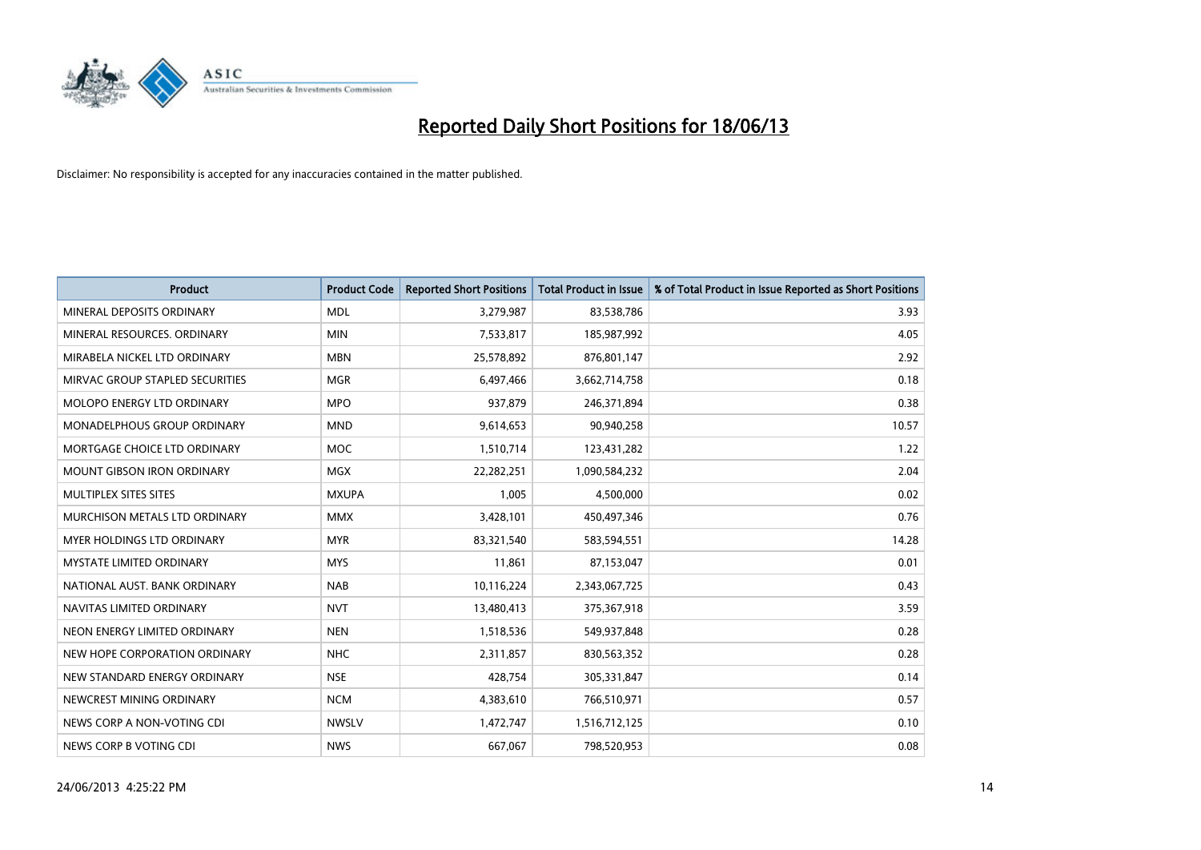# Reported Daily Short Positions for 18/06/13

Disclaimer: No responsibility is accepted for any inaccuracies contained in the matter published.

| Product | Product Code | Reported Short Positions | Total Product in Issue | % of Total Product in Issue Reported as Short Positions |
|---|---|---|---|---|
| MINERAL DEPOSITS ORDINARY | MDL | 3,279,987 | 83,538,786 | 3.93 |
| MINERAL RESOURCES. ORDINARY | MIN | 7,533,817 | 185,987,992 | 4.05 |
| MIRABELA NICKEL LTD ORDINARY | MBN | 25,578,892 | 876,801,147 | 2.92 |
| MIRVAC GROUP STAPLED SECURITIES | MGR | 6,497,466 | 3,662,714,758 | 0.18 |
| MOLOPO ENERGY LTD ORDINARY | MPO | 937,879 | 246,371,894 | 0.38 |
| MONADELPHOUS GROUP ORDINARY | MND | 9,614,653 | 90,940,258 | 10.57 |
| MORTGAGE CHOICE LTD ORDINARY | MOC | 1,510,714 | 123,431,282 | 1.22 |
| MOUNT GIBSON IRON ORDINARY | MGX | 22,282,251 | 1,090,584,232 | 2.04 |
| MULTIPLEX SITES SITES | MXUPA | 1,005 | 4,500,000 | 0.02 |
| MURCHISON METALS LTD ORDINARY | MMX | 3,428,101 | 450,497,346 | 0.76 |
| MYER HOLDINGS LTD ORDINARY | MYR | 83,321,540 | 583,594,551 | 14.28 |
| MYSTATE LIMITED ORDINARY | MYS | 11,861 | 87,153,047 | 0.01 |
| NATIONAL AUST. BANK ORDINARY | NAB | 10,116,224 | 2,343,067,725 | 0.43 |
| NAVITAS LIMITED ORDINARY | NVT | 13,480,413 | 375,367,918 | 3.59 |
| NEON ENERGY LIMITED ORDINARY | NEN | 1,518,536 | 549,937,848 | 0.28 |
| NEW HOPE CORPORATION ORDINARY | NHC | 2,311,857 | 830,563,352 | 0.28 |
| NEW STANDARD ENERGY ORDINARY | NSE | 428,754 | 305,331,847 | 0.14 |
| NEWCREST MINING ORDINARY | NCM | 4,383,610 | 766,510,971 | 0.57 |
| NEWS CORP A NON-VOTING CDI | NWSLV | 1,472,747 | 1,516,712,125 | 0.10 |
| NEWS CORP B VOTING CDI | NWS | 667,067 | 798,520,953 | 0.08 |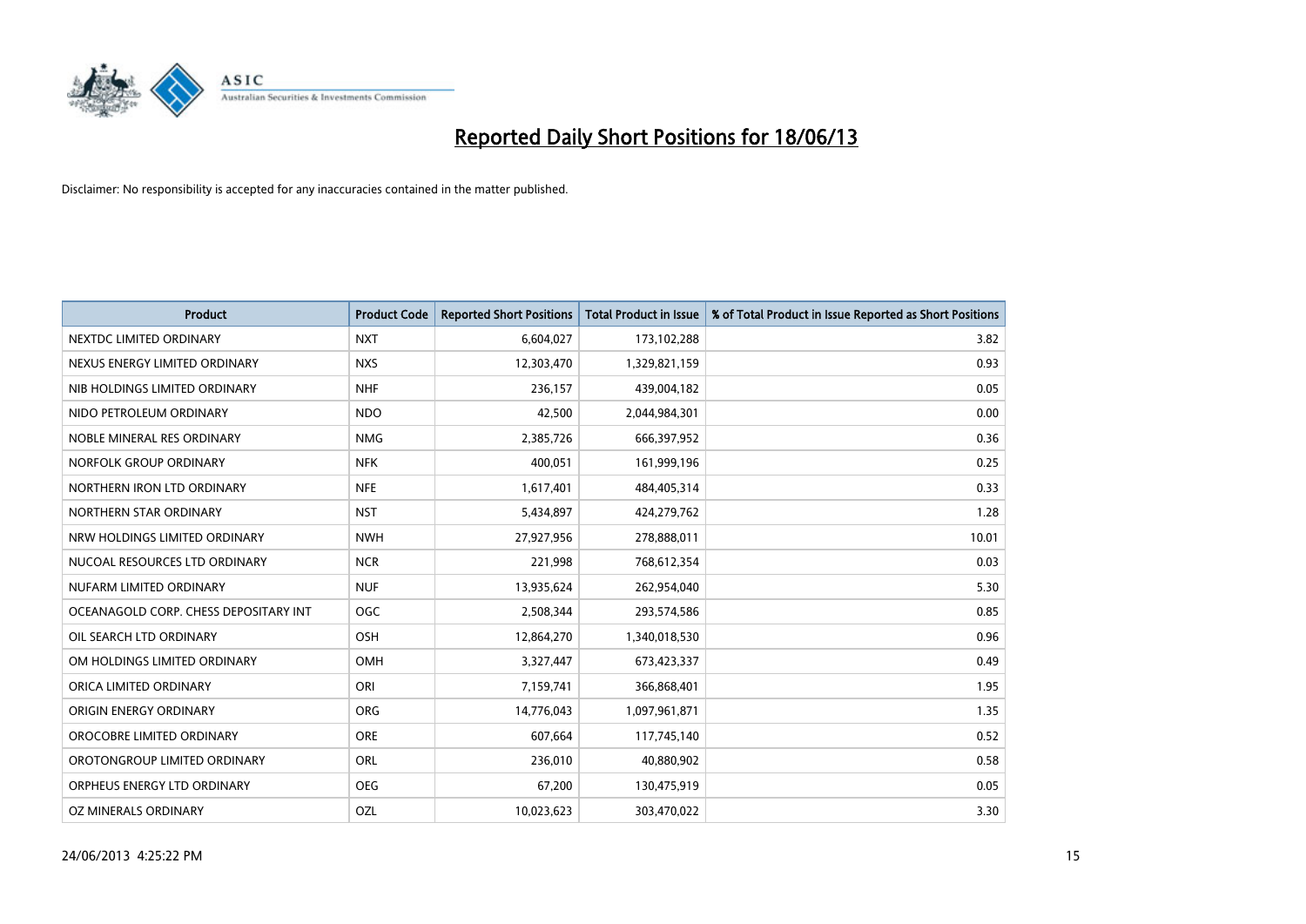# Reported Daily Short Positions for 18/06/13

Disclaimer: No responsibility is accepted for any inaccuracies contained in the matter published.

| Product | Product Code | Reported Short Positions | Total Product in Issue | % of Total Product in Issue Reported as Short Positions |
|---|---|---|---|---|
| NEXTDC LIMITED ORDINARY | NXT | 6,604,027 | 173,102,288 | 3.82 |
| NEXUS ENERGY LIMITED ORDINARY | NXS | 12,303,470 | 1,329,821,159 | 0.93 |
| NIB HOLDINGS LIMITED ORDINARY | NHF | 236,157 | 439,004,182 | 0.05 |
| NIDO PETROLEUM ORDINARY | NDO | 42,500 | 2,044,984,301 | 0.00 |
| NOBLE MINERAL RES ORDINARY | NMG | 2,385,726 | 666,397,952 | 0.36 |
| NORFOLK GROUP ORDINARY | NFK | 400,051 | 161,999,196 | 0.25 |
| NORTHERN IRON LTD ORDINARY | NFE | 1,617,401 | 484,405,314 | 0.33 |
| NORTHERN STAR ORDINARY | NST | 5,434,897 | 424,279,762 | 1.28 |
| NRW HOLDINGS LIMITED ORDINARY | NWH | 27,927,956 | 278,888,011 | 10.01 |
| NUCOAL RESOURCES LTD ORDINARY | NCR | 221,998 | 768,612,354 | 0.03 |
| NUFARM LIMITED ORDINARY | NUF | 13,935,624 | 262,954,040 | 5.30 |
| OCEANAGOLD CORP. CHESS DEPOSITARY INT | OGC | 2,508,344 | 293,574,586 | 0.85 |
| OIL SEARCH LTD ORDINARY | OSH | 12,864,270 | 1,340,018,530 | 0.96 |
| OM HOLDINGS LIMITED ORDINARY | OMH | 3,327,447 | 673,423,337 | 0.49 |
| ORICA LIMITED ORDINARY | ORI | 7,159,741 | 366,868,401 | 1.95 |
| ORIGIN ENERGY ORDINARY | ORG | 14,776,043 | 1,097,961,871 | 1.35 |
| OROCOBRE LIMITED ORDINARY | ORE | 607,664 | 117,745,140 | 0.52 |
| OROTONGROUP LIMITED ORDINARY | ORL | 236,010 | 40,880,902 | 0.58 |
| ORPHEUS ENERGY LTD ORDINARY | OEG | 67,200 | 130,475,919 | 0.05 |
| OZ MINERALS ORDINARY | OZL | 10,023,623 | 303,470,022 | 3.30 |

24/06/2013 4:25:22 PM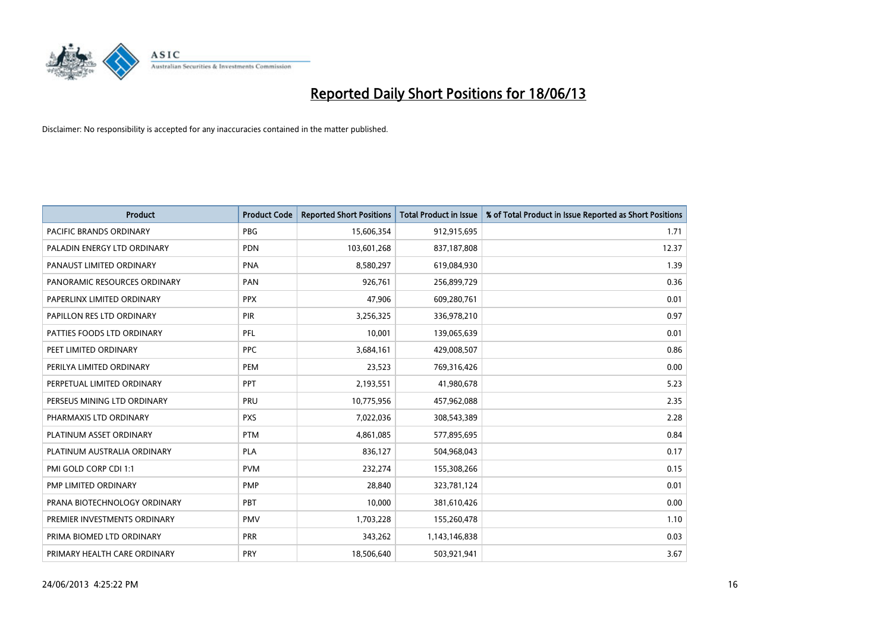# Reported Daily Short Positions for 18/06/13

Disclaimer: No responsibility is accepted for any inaccuracies contained in the matter published.

| Product | Product Code | Reported Short Positions | Total Product in Issue | % of Total Product in Issue Reported as Short Positions |
|---|---|---|---|---|
| PACIFIC BRANDS ORDINARY | PBG | 15,606,354 | 912,915,695 | 1.71 |
| PALADIN ENERGY LTD ORDINARY | PDN | 103,601,268 | 837,187,808 | 12.37 |
| PANAUST LIMITED ORDINARY | PNA | 8,580,297 | 619,084,930 | 1.39 |
| PANORAMIC RESOURCES ORDINARY | PAN | 926,761 | 256,899,729 | 0.36 |
| PAPERLINX LIMITED ORDINARY | PPX | 47,906 | 609,280,761 | 0.01 |
| PAPILLON RES LTD ORDINARY | PIR | 3,256,325 | 336,978,210 | 0.97 |
| PATTIES FOODS LTD ORDINARY | PFL | 10,001 | 139,065,639 | 0.01 |
| PEET LIMITED ORDINARY | PPC | 3,684,161 | 429,008,507 | 0.86 |
| PERILYA LIMITED ORDINARY | PEM | 23,523 | 769,316,426 | 0.00 |
| PERPETUAL LIMITED ORDINARY | PPT | 2,193,551 | 41,980,678 | 5.23 |
| PERSEUS MINING LTD ORDINARY | PRU | 10,775,956 | 457,962,088 | 2.35 |
| PHARMAXIS LTD ORDINARY | PXS | 7,022,036 | 308,543,389 | 2.28 |
| PLATINUM ASSET ORDINARY | PTM | 4,861,085 | 577,895,695 | 0.84 |
| PLATINUM AUSTRALIA ORDINARY | PLA | 836,127 | 504,968,043 | 0.17 |
| PMI GOLD CORP CDI 1:1 | PVM | 232,274 | 155,308,266 | 0.15 |
| PMP LIMITED ORDINARY | PMP | 28,840 | 323,781,124 | 0.01 |
| PRANA BIOTECHNOLOGY ORDINARY | PBT | 10,000 | 381,610,426 | 0.00 |
| PREMIER INVESTMENTS ORDINARY | PMV | 1,703,228 | 155,260,478 | 1.10 |
| PRIMA BIOMED LTD ORDINARY | PRR | 343,262 | 1,143,146,838 | 0.03 |
| PRIMARY HEALTH CARE ORDINARY | PRY | 18,506,640 | 503,921,941 | 3.67 |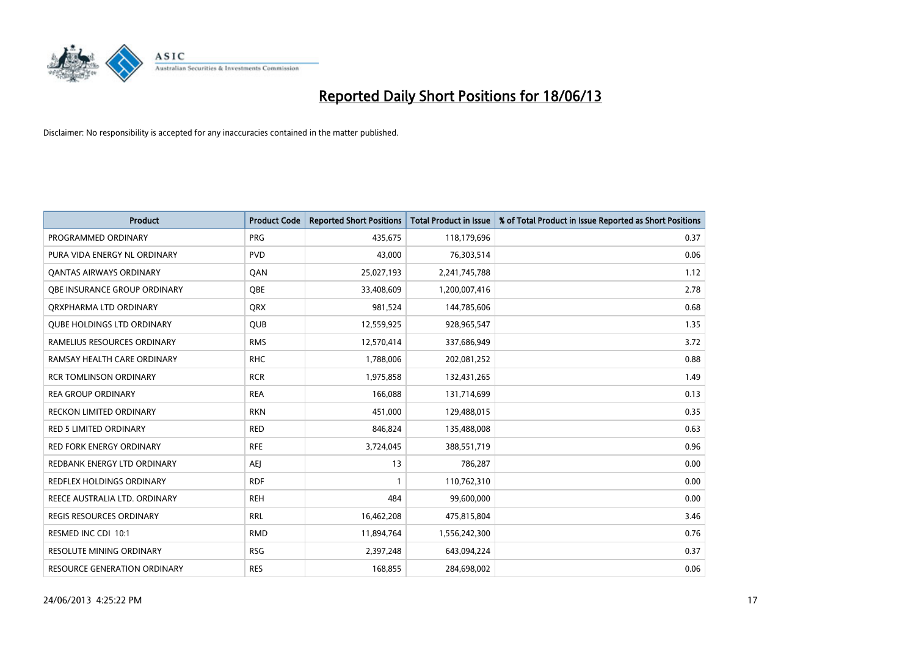# Reported Daily Short Positions for 18/06/13

Disclaimer: No responsibility is accepted for any inaccuracies contained in the matter published.

| Product | Product Code | Reported Short Positions | Total Product in Issue | % of Total Product in Issue Reported as Short Positions |
|---|---|---|---|---|
| PROGRAMMED ORDINARY | PRG | 435,675 | 118,179,696 | 0.37 |
| PURA VIDA ENERGY NL ORDINARY | PVD | 43,000 | 76,303,514 | 0.06 |
| QANTAS AIRWAYS ORDINARY | QAN | 25,027,193 | 2,241,745,788 | 1.12 |
| QBE INSURANCE GROUP ORDINARY | QBE | 33,408,609 | 1,200,007,416 | 2.78 |
| QRXPHARMA LTD ORDINARY | QRX | 981,524 | 144,785,606 | 0.68 |
| QUBE HOLDINGS LTD ORDINARY | QUB | 12,559,925 | 928,965,547 | 1.35 |
| RAMELIUS RESOURCES ORDINARY | RMS | 12,570,414 | 337,686,949 | 3.72 |
| RAMSAY HEALTH CARE ORDINARY | RHC | 1,788,006 | 202,081,252 | 0.88 |
| RCR TOMLINSON ORDINARY | RCR | 1,975,858 | 132,431,265 | 1.49 |
| REA GROUP ORDINARY | REA | 166,088 | 131,714,699 | 0.13 |
| RECKON LIMITED ORDINARY | RKN | 451,000 | 129,488,015 | 0.35 |
| RED 5 LIMITED ORDINARY | RED | 846,824 | 135,488,008 | 0.63 |
| RED FORK ENERGY ORDINARY | RFE | 3,724,045 | 388,551,719 | 0.96 |
| REDBANK ENERGY LTD ORDINARY | AEJ | 13 | 786,287 | 0.00 |
| REDFLEX HOLDINGS ORDINARY | RDF | 1 | 110,762,310 | 0.00 |
| REECE AUSTRALIA LTD. ORDINARY | REH | 484 | 99,600,000 | 0.00 |
| REGIS RESOURCES ORDINARY | RRL | 16,462,208 | 475,815,804 | 3.46 |
| RESMED INC CDI 10:1 | RMD | 11,894,764 | 1,556,242,300 | 0.76 |
| RESOLUTE MINING ORDINARY | RSG | 2,397,248 | 643,094,224 | 0.37 |
| RESOURCE GENERATION ORDINARY | RES | 168,855 | 284,698,002 | 0.06 |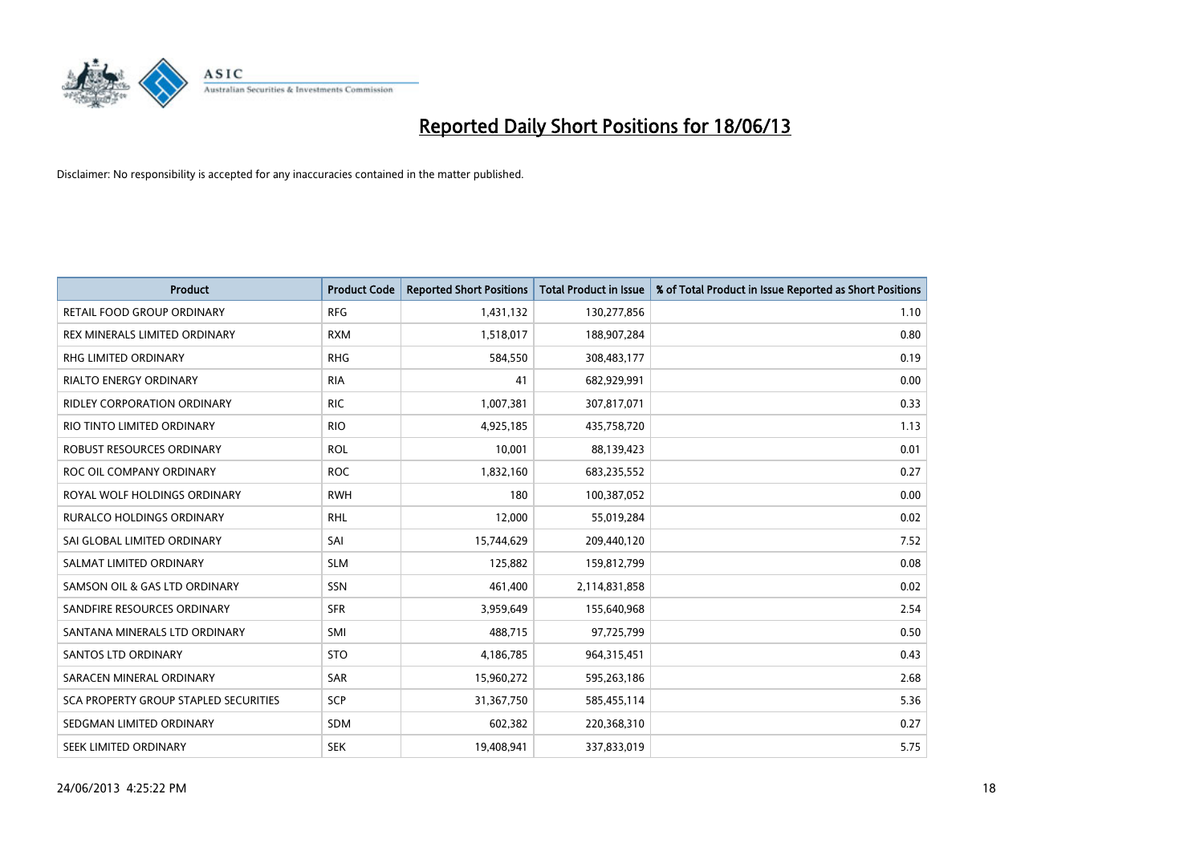# Reported Daily Short Positions for 18/06/13

Disclaimer: No responsibility is accepted for any inaccuracies contained in the matter published.

| Product | Product Code | Reported Short Positions | Total Product in Issue | % of Total Product in Issue Reported as Short Positions |
|---|---|---|---|---|
| RETAIL FOOD GROUP ORDINARY | RFG | 1,431,132 | 130,277,856 | 1.10 |
| REX MINERALS LIMITED ORDINARY | RXM | 1,518,017 | 188,907,284 | 0.80 |
| RHG LIMITED ORDINARY | RHG | 584,550 | 308,483,177 | 0.19 |
| RIALTO ENERGY ORDINARY | RIA | 41 | 682,929,991 | 0.00 |
| RIDLEY CORPORATION ORDINARY | RIC | 1,007,381 | 307,817,071 | 0.33 |
| RIO TINTO LIMITED ORDINARY | RIO | 4,925,185 | 435,758,720 | 1.13 |
| ROBUST RESOURCES ORDINARY | ROL | 10,001 | 88,139,423 | 0.01 |
| ROC OIL COMPANY ORDINARY | ROC | 1,832,160 | 683,235,552 | 0.27 |
| ROYAL WOLF HOLDINGS ORDINARY | RWH | 180 | 100,387,052 | 0.00 |
| RURALCO HOLDINGS ORDINARY | RHL | 12,000 | 55,019,284 | 0.02 |
| SAI GLOBAL LIMITED ORDINARY | SAI | 15,744,629 | 209,440,120 | 7.52 |
| SALMAT LIMITED ORDINARY | SLM | 125,882 | 159,812,799 | 0.08 |
| SAMSON OIL & GAS LTD ORDINARY | SSN | 461,400 | 2,114,831,858 | 0.02 |
| SANDFIRE RESOURCES ORDINARY | SFR | 3,959,649 | 155,640,968 | 2.54 |
| SANTANA MINERALS LTD ORDINARY | SMI | 488,715 | 97,725,799 | 0.50 |
| SANTOS LTD ORDINARY | STO | 4,186,785 | 964,315,451 | 0.43 |
| SARACEN MINERAL ORDINARY | SAR | 15,960,272 | 595,263,186 | 2.68 |
| SCA PROPERTY GROUP STAPLED SECURITIES | SCP | 31,367,750 | 585,455,114 | 5.36 |
| SEDGMAN LIMITED ORDINARY | SDM | 602,382 | 220,368,310 | 0.27 |
| SEEK LIMITED ORDINARY | SEK | 19,408,941 | 337,833,019 | 5.75 |

24/06/2013 4:25:22 PM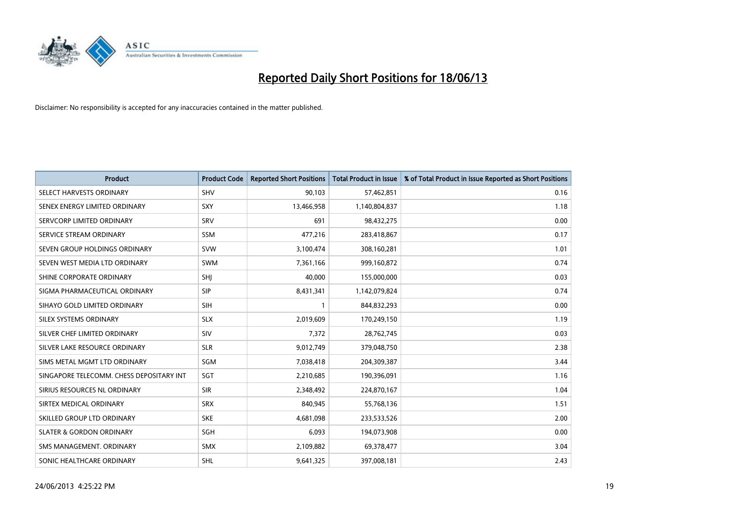# Reported Daily Short Positions for 18/06/13

Disclaimer: No responsibility is accepted for any inaccuracies contained in the matter published.

| Product | Product Code | Reported Short Positions | Total Product in Issue | % of Total Product in Issue Reported as Short Positions |
|---|---|---|---|---|
| SELECT HARVESTS ORDINARY | SHV | 90,103 | 57,462,851 | 0.16 |
| SENEX ENERGY LIMITED ORDINARY | SXY | 13,466,958 | 1,140,804,837 | 1.18 |
| SERVCORP LIMITED ORDINARY | SRV | 691 | 98,432,275 | 0.00 |
| SERVICE STREAM ORDINARY | SSM | 477,216 | 283,418,867 | 0.17 |
| SEVEN GROUP HOLDINGS ORDINARY | SVW | 3,100,474 | 308,160,281 | 1.01 |
| SEVEN WEST MEDIA LTD ORDINARY | SWM | 7,361,166 | 999,160,872 | 0.74 |
| SHINE CORPORATE ORDINARY | SHJ | 40,000 | 155,000,000 | 0.03 |
| SIGMA PHARMACEUTICAL ORDINARY | SIP | 8,431,341 | 1,142,079,824 | 0.74 |
| SIHAYO GOLD LIMITED ORDINARY | SIH | 1 | 844,832,293 | 0.00 |
| SILEX SYSTEMS ORDINARY | SLX | 2,019,609 | 170,249,150 | 1.19 |
| SILVER CHEF LIMITED ORDINARY | SIV | 7,372 | 28,762,745 | 0.03 |
| SILVER LAKE RESOURCE ORDINARY | SLR | 9,012,749 | 379,048,750 | 2.38 |
| SIMS METAL MGMT LTD ORDINARY | SGM | 7,038,418 | 204,309,387 | 3.44 |
| SINGAPORE TELECOMM. CHESS DEPOSITARY INT | SGT | 2,210,685 | 190,396,091 | 1.16 |
| SIRIUS RESOURCES NL ORDINARY | SIR | 2,348,492 | 224,870,167 | 1.04 |
| SIRTEX MEDICAL ORDINARY | SRX | 840,945 | 55,768,136 | 1.51 |
| SKILLED GROUP LTD ORDINARY | SKE | 4,681,098 | 233,533,526 | 2.00 |
| SLATER & GORDON ORDINARY | SGH | 6,093 | 194,073,908 | 0.00 |
| SMS MANAGEMENT. ORDINARY | SMX | 2,109,882 | 69,378,477 | 3.04 |
| SONIC HEALTHCARE ORDINARY | SHL | 9,641,325 | 397,008,181 | 2.43 |

24/06/2013 4:25:22 PM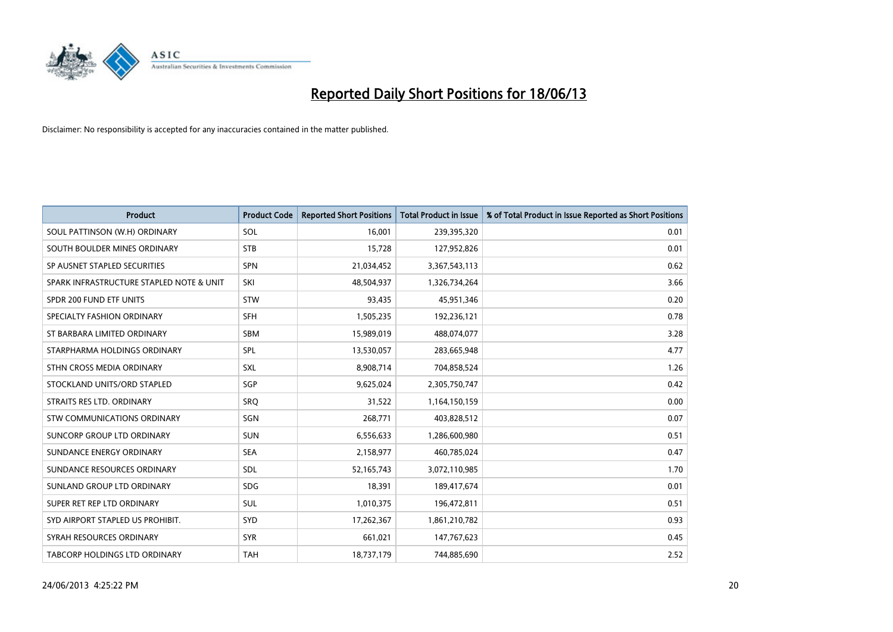# Reported Daily Short Positions for 18/06/13

Disclaimer: No responsibility is accepted for any inaccuracies contained in the matter published.

| Product | Product Code | Reported Short Positions | Total Product in Issue | % of Total Product in Issue Reported as Short Positions |
|---|---|---|---|---|
| SOUL PATTINSON (W.H) ORDINARY | SOL | 16,001 | 239,395,320 | 0.01 |
| SOUTH BOULDER MINES ORDINARY | STB | 15,728 | 127,952,826 | 0.01 |
| SP AUSNET STAPLED SECURITIES | SPN | 21,034,452 | 3,367,543,113 | 0.62 |
| SPARK INFRASTRUCTURE STAPLED NOTE & UNIT | SKI | 48,504,937 | 1,326,734,264 | 3.66 |
| SPDR 200 FUND ETF UNITS | STW | 93,435 | 45,951,346 | 0.20 |
| SPECIALTY FASHION ORDINARY | SFH | 1,505,235 | 192,236,121 | 0.78 |
| ST BARBARA LIMITED ORDINARY | SBM | 15,989,019 | 488,074,077 | 3.28 |
| STARPHARMA HOLDINGS ORDINARY | SPL | 13,530,057 | 283,665,948 | 4.77 |
| STHN CROSS MEDIA ORDINARY | SXL | 8,908,714 | 704,858,524 | 1.26 |
| STOCKLAND UNITS/ORD STAPLED | SGP | 9,625,024 | 2,305,750,747 | 0.42 |
| STRAITS RES LTD. ORDINARY | SRQ | 31,522 | 1,164,150,159 | 0.00 |
| STW COMMUNICATIONS ORDINARY | SGN | 268,771 | 403,828,512 | 0.07 |
| SUNCORP GROUP LTD ORDINARY | SUN | 6,556,633 | 1,286,600,980 | 0.51 |
| SUNDANCE ENERGY ORDINARY | SEA | 2,158,977 | 460,785,024 | 0.47 |
| SUNDANCE RESOURCES ORDINARY | SDL | 52,165,743 | 3,072,110,985 | 1.70 |
| SUNLAND GROUP LTD ORDINARY | SDG | 18,391 | 189,417,674 | 0.01 |
| SUPER RET REP LTD ORDINARY | SUL | 1,010,375 | 196,472,811 | 0.51 |
| SYD AIRPORT STAPLED US PROHIBIT. | SYD | 17,262,367 | 1,861,210,782 | 0.93 |
| SYRAH RESOURCES ORDINARY | SYR | 661,021 | 147,767,623 | 0.45 |
| TABCORP HOLDINGS LTD ORDINARY | TAH | 18,737,179 | 744,885,690 | 2.52 |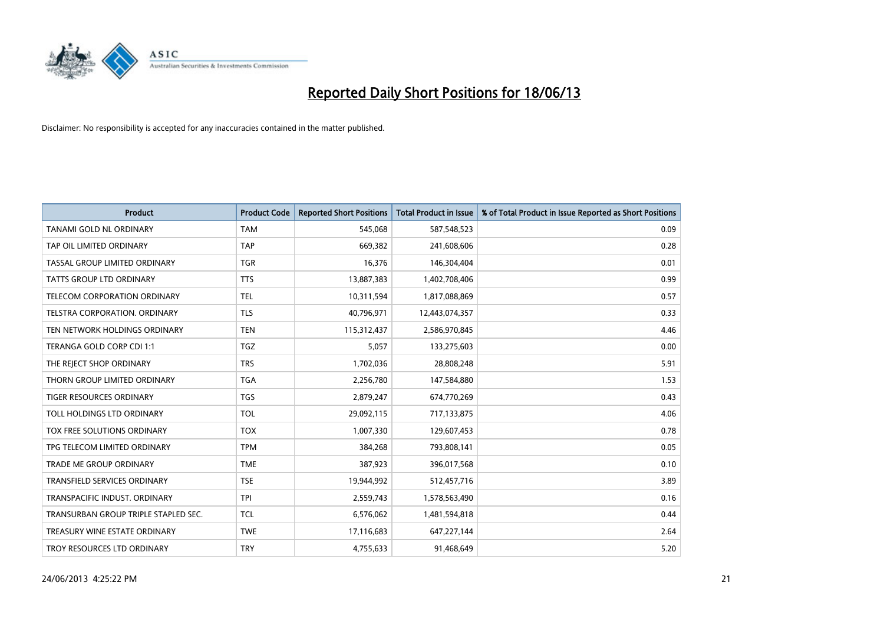# Reported Daily Short Positions for 18/06/13

Disclaimer: No responsibility is accepted for any inaccuracies contained in the matter published.

| Product | Product Code | Reported Short Positions | Total Product in Issue | % of Total Product in Issue Reported as Short Positions |
|---|---|---|---|---|
| TANAMI GOLD NL ORDINARY | TAM | 545,068 | 587,548,523 | 0.09 |
| TAP OIL LIMITED ORDINARY | TAP | 669,382 | 241,608,606 | 0.28 |
| TASSAL GROUP LIMITED ORDINARY | TGR | 16,376 | 146,304,404 | 0.01 |
| TATTS GROUP LTD ORDINARY | TTS | 13,887,383 | 1,402,708,406 | 0.99 |
| TELECOM CORPORATION ORDINARY | TEL | 10,311,594 | 1,817,088,869 | 0.57 |
| TELSTRA CORPORATION. ORDINARY | TLS | 40,796,971 | 12,443,074,357 | 0.33 |
| TEN NETWORK HOLDINGS ORDINARY | TEN | 115,312,437 | 2,586,970,845 | 4.46 |
| TERANGA GOLD CORP CDI 1:1 | TGZ | 5,057 | 133,275,603 | 0.00 |
| THE REJECT SHOP ORDINARY | TRS | 1,702,036 | 28,808,248 | 5.91 |
| THORN GROUP LIMITED ORDINARY | TGA | 2,256,780 | 147,584,880 | 1.53 |
| TIGER RESOURCES ORDINARY | TGS | 2,879,247 | 674,770,269 | 0.43 |
| TOLL HOLDINGS LTD ORDINARY | TOL | 29,092,115 | 717,133,875 | 4.06 |
| TOX FREE SOLUTIONS ORDINARY | TOX | 1,007,330 | 129,607,453 | 0.78 |
| TPG TELECOM LIMITED ORDINARY | TPM | 384,268 | 793,808,141 | 0.05 |
| TRADE ME GROUP ORDINARY | TME | 387,923 | 396,017,568 | 0.10 |
| TRANSFIELD SERVICES ORDINARY | TSE | 19,944,992 | 512,457,716 | 3.89 |
| TRANSPACIFIC INDUST. ORDINARY | TPI | 2,559,743 | 1,578,563,490 | 0.16 |
| TRANSURBAN GROUP TRIPLE STAPLED SEC. | TCL | 6,576,062 | 1,481,594,818 | 0.44 |
| TREASURY WINE ESTATE ORDINARY | TWE | 17,116,683 | 647,227,144 | 2.64 |
| TROY RESOURCES LTD ORDINARY | TRY | 4,755,633 | 91,468,649 | 5.20 |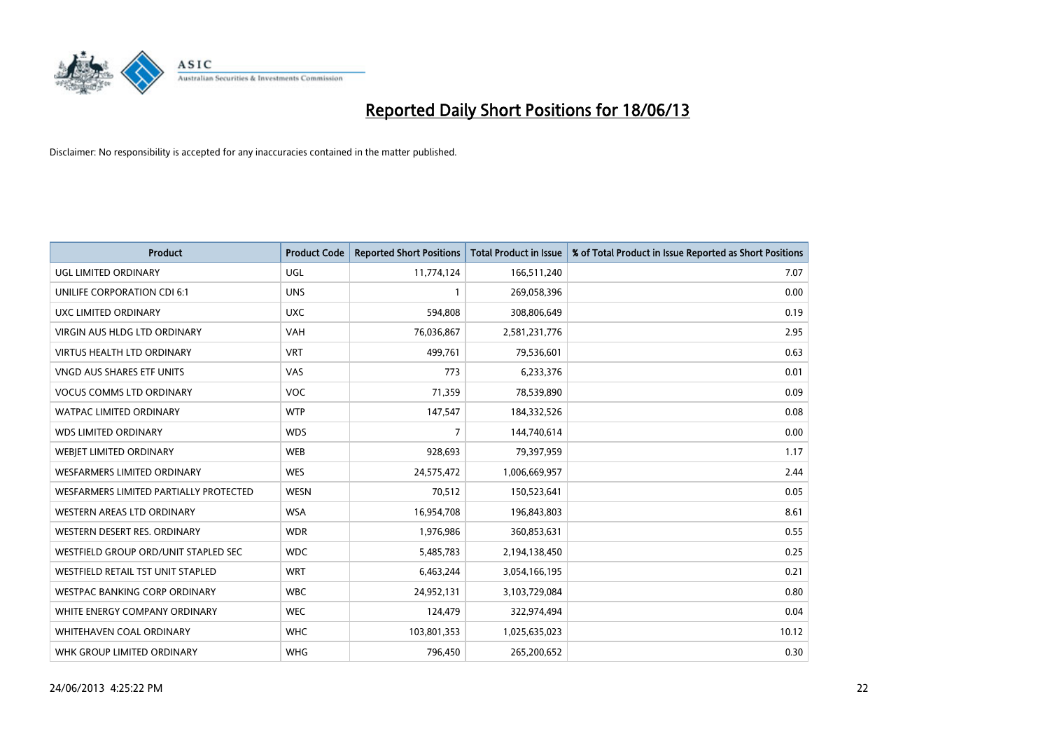# Reported Daily Short Positions for 18/06/13

Disclaimer: No responsibility is accepted for any inaccuracies contained in the matter published.

| Product | Product Code | Reported Short Positions | Total Product in Issue | % of Total Product in Issue Reported as Short Positions |
|---|---|---|---|---|
| UGL LIMITED ORDINARY | UGL | 11,774,124 | 166,511,240 | 7.07 |
| UNILIFE CORPORATION CDI 6:1 | UNS | 1 | 269,058,396 | 0.00 |
| UXC LIMITED ORDINARY | UXC | 594,808 | 308,806,649 | 0.19 |
| VIRGIN AUS HLDG LTD ORDINARY | VAH | 76,036,867 | 2,581,231,776 | 2.95 |
| VIRTUS HEALTH LTD ORDINARY | VRT | 499,761 | 79,536,601 | 0.63 |
| VNGD AUS SHARES ETF UNITS | VAS | 773 | 6,233,376 | 0.01 |
| VOCUS COMMS LTD ORDINARY | VOC | 71,359 | 78,539,890 | 0.09 |
| WATPAC LIMITED ORDINARY | WTP | 147,547 | 184,332,526 | 0.08 |
| WDS LIMITED ORDINARY | WDS | 7 | 144,740,614 | 0.00 |
| WEBJET LIMITED ORDINARY | WEB | 928,693 | 79,397,959 | 1.17 |
| WESFARMERS LIMITED ORDINARY | WES | 24,575,472 | 1,006,669,957 | 2.44 |
| WESFARMERS LIMITED PARTIALLY PROTECTED | WESN | 70,512 | 150,523,641 | 0.05 |
| WESTERN AREAS LTD ORDINARY | WSA | 16,954,708 | 196,843,803 | 8.61 |
| WESTERN DESERT RES. ORDINARY | WDR | 1,976,986 | 360,853,631 | 0.55 |
| WESTFIELD GROUP ORD/UNIT STAPLED SEC | WDC | 5,485,783 | 2,194,138,450 | 0.25 |
| WESTFIELD RETAIL TST UNIT STAPLED | WRT | 6,463,244 | 3,054,166,195 | 0.21 |
| WESTPAC BANKING CORP ORDINARY | WBC | 24,952,131 | 3,103,729,084 | 0.80 |
| WHITE ENERGY COMPANY ORDINARY | WEC | 124,479 | 322,974,494 | 0.04 |
| WHITEHAVEN COAL ORDINARY | WHC | 103,801,353 | 1,025,635,023 | 10.12 |
| WHK GROUP LIMITED ORDINARY | WHG | 796,450 | 265,200,652 | 0.30 |

24/06/2013 4:25:22 PM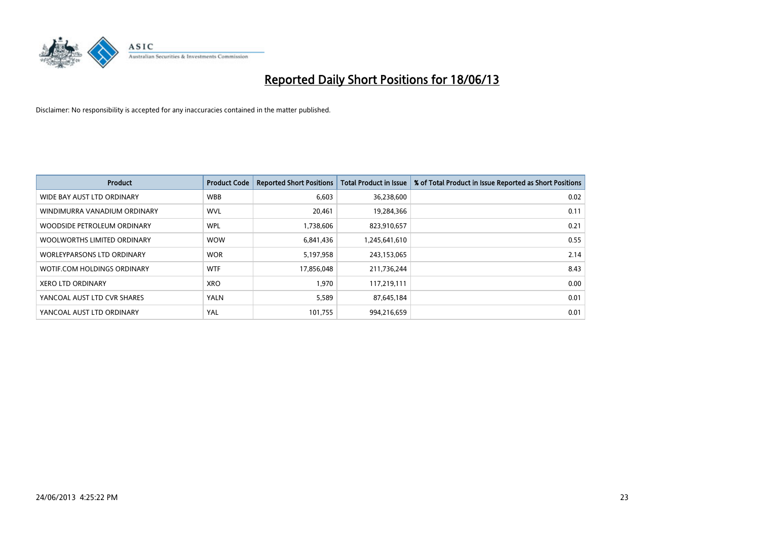# Reported Daily Short Positions for 18/06/13

Disclaimer: No responsibility is accepted for any inaccuracies contained in the matter published.

| Product | Product Code | Reported Short Positions | Total Product in Issue | % of Total Product in Issue Reported as Short Positions |
|---|---|---|---|---|
| WIDE BAY AUST LTD ORDINARY | WBB | 6,603 | 36,238,600 | 0.02 |
| WINDIMURRA VANADIUM ORDINARY | WVL | 20,461 | 19,284,366 | 0.11 |
| WOODSIDE PETROLEUM ORDINARY | WPL | 1,738,606 | 823,910,657 | 0.21 |
| WOOLWORTHS LIMITED ORDINARY | WOW | 6,841,436 | 1,245,641,610 | 0.55 |
| WORLEYPARSONS LTD ORDINARY | WOR | 5,197,958 | 243,153,065 | 2.14 |
| WOTIF.COM HOLDINGS ORDINARY | WTF | 17,856,048 | 211,736,244 | 8.43 |
| XERO LTD ORDINARY | XRO | 1,970 | 117,219,111 | 0.00 |
| YANCOAL AUST LTD CVR SHARES | YALN | 5,589 | 87,645,184 | 0.01 |
| YANCOAL AUST LTD ORDINARY | YAL | 101,755 | 994,216,659 | 0.01 |

24/06/2013 4:25:22 PM